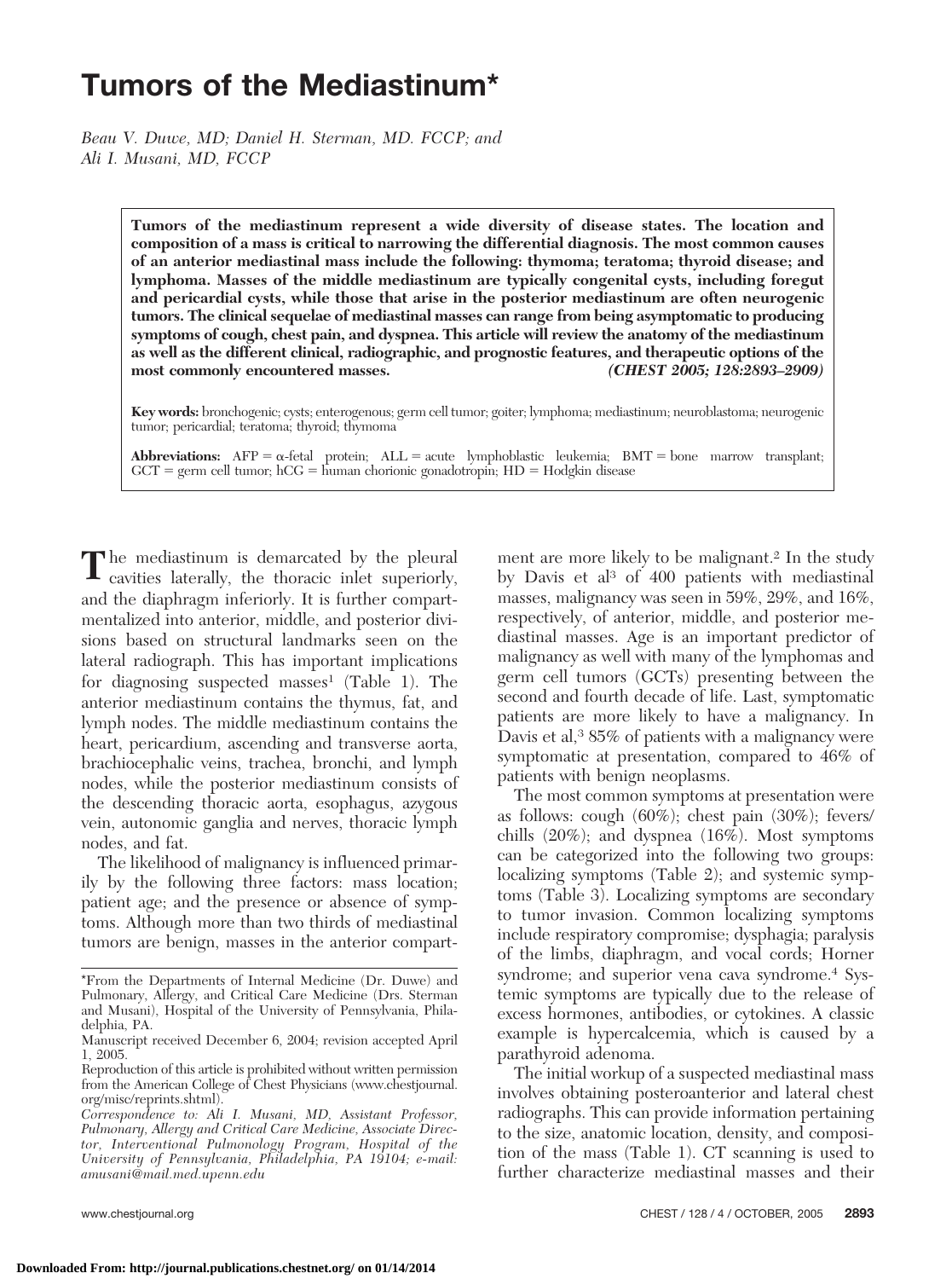# Tumors of the Mediastinum*

*Beau V. Duwe, MD; Daniel H. Sterman, MD. FCCP; and Ali I. Musani, MD, FCCP*

**Tumors of the mediastinum represent a wide diversity of disease states. The location and composition of a mass is critical to narrowing the differential diagnosis. The most common causes of an anterior mediastinal mass include the following: thymoma; teratoma; thyroid disease; and lymphoma. Masses of the middle mediastinum are typically congenital cysts, including foregut and pericardial cysts, while those that arise in the posterior mediastinum are often neurogenic tumors. The clinical sequelae of mediastinal masses can range from being asymptomatic to producing symptoms of cough, chest pain, and dyspnea. This article will review the anatomy of the mediastinum as well as the different clinical, radiographic, and prognostic features, and therapeutic options of the most commonly encountered masses.** *(CHEST 2005; 128:2893–2909)*

**Key words:** bronchogenic; cysts; enterogenous; germ cell tumor; goiter; lymphoma; mediastinum; neuroblastoma; neurogenic tumor; pericardial; teratoma; thyroid; thymoma

**Abbreviations:** AFP = α-fetal protein; ALL = acute lymphoblastic leukemia; BMT = bone marrow transplant; GCT = germ cell tumor; hCG = human chorionic gonadotropin; HD = Hodgkin disease

The mediastinum is demarcated by the pleural cavities laterally, the thoracic inlet superiorly, and the diaphragm inferiorly. It is further compartmentalized into anterior, middle, and posterior divisions based on structural landmarks seen on the lateral radiograph. This has important implications for diagnosing suspected masses[1] (Table 1). The anterior mediastinum contains the thymus, fat, and lymph nodes. The middle mediastinum contains the heart, pericardium, ascending and transverse aorta, brachiocephalic veins, trachea, bronchi, and lymph nodes, while the posterior mediastinum consists of the descending thoracic aorta, esophagus, azygous vein, autonomic ganglia and nerves, thoracic lymph nodes, and fat.

The likelihood of malignancy is influenced primarily by the following three factors: mass location; patient age; and the presence or absence of symptoms. Although more than two thirds of mediastinal tumors are benign, masses in the anterior compartment are more likely to be malignant.[2] In the study by Davis et al[3] of 400 patients with mediastinal masses, malignancy was seen in 59%, 29%, and 16%, respectively, of anterior, middle, and posterior mediastinal masses. Age is an important predictor of malignancy as well with many of the lymphomas and germ cell tumors (GCTs) presenting between the second and fourth decade of life. Last, symptomatic patients are more likely to have a malignancy. In Davis et al,[3] 85% of patients with a malignancy were symptomatic at presentation, compared to 46% of patients with benign neoplasms.

The most common symptoms at presentation were as follows: cough (60%); chest pain (30%); fevers/chills (20%); and dyspnea (16%). Most symptoms can be categorized into the following two groups: localizing symptoms (Table 2); and systemic symptoms (Table 3). Localizing symptoms are secondary to tumor invasion. Common localizing symptoms include respiratory compromise; dysphagia; paralysis of the limbs, diaphragm, and vocal cords; Horner syndrome; and superior vena cava syndrome.[4] Systemic symptoms are typically due to the release of excess hormones, antibodies, or cytokines. A classic example is hypercalcemia, which is caused by a parathyroid adenoma.

The initial workup of a suspected mediastinal mass involves obtaining posteroanterior and lateral chest radiographs. This can provide information pertaining to the size, anatomic location, density, and composition of the mass (Table 1). CT scanning is used to further characterize mediastinal masses and their

*From the Departments of Internal Medicine (Dr. Duwe) and Pulmonary, Allergy, and Critical Care Medicine (Drs. Sterman and Musani), Hospital of the University of Pennsylvania, Philadelphia, PA.

Manuscript received December 6, 2004; revision accepted April 1, 2005.

Reproduction of this article is prohibited without written permission from the American College of Chest Physicians (www.chestjournal.org/misc/reprints.shtml).

*Correspondence to: Ali I. Musani, MD, Assistant Professor, Pulmonary, Allergy and Critical Care Medicine, Associate Director, Interventional Pulmonology Program, Hospital of the University of Pennsylvania, Philadelphia, PA 19104; e-mail: amusani@mail.med.upenn.edu*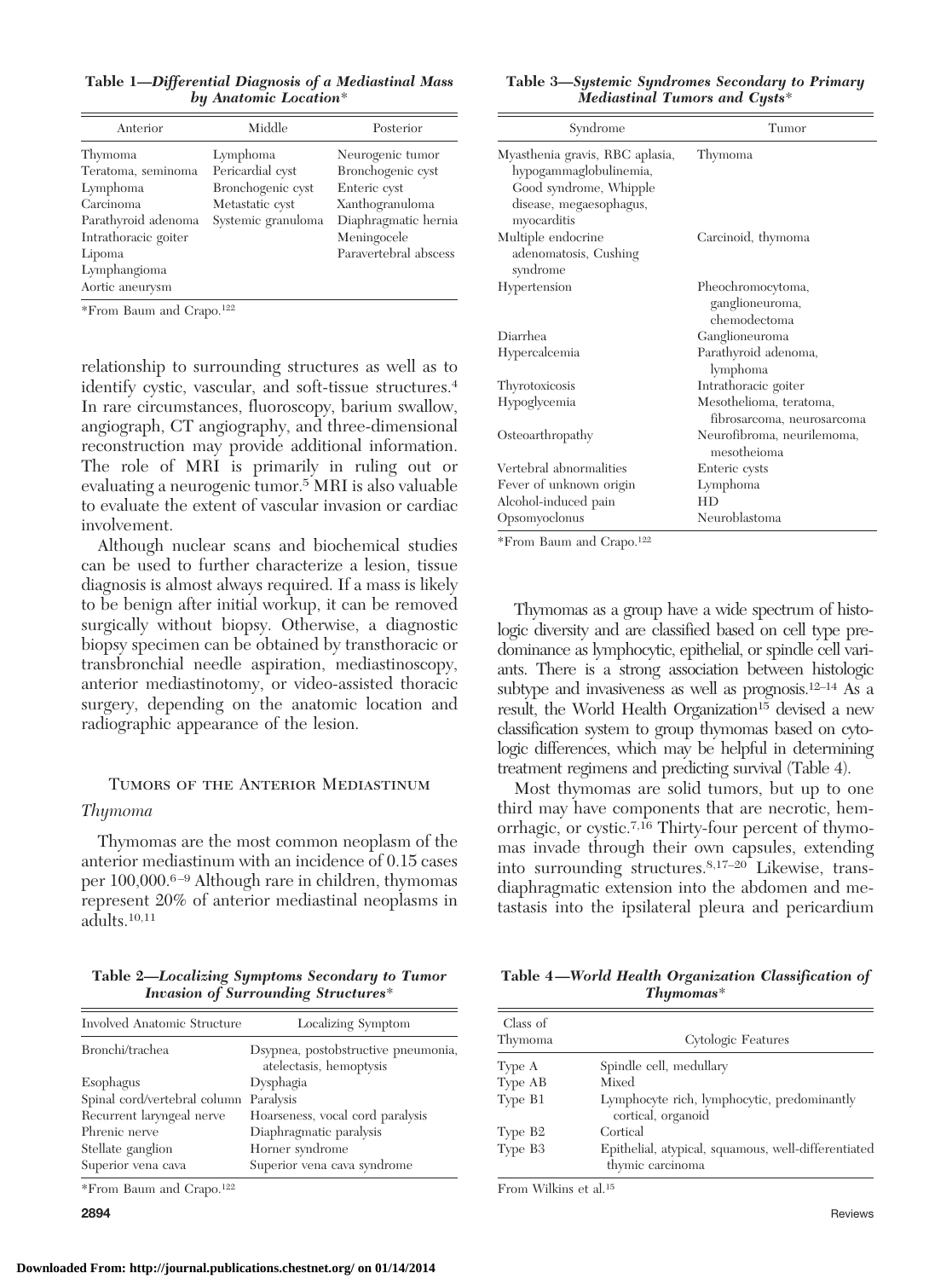**Table 1—*Differential Diagnosis of a Mediastinal Mass by Anatomic Location****

| Anterior | Middle | Posterior |
|---|---|---|
| Thymoma | Lymphoma | Neurogenic tumor |
| Teratoma, seminoma | Pericardial cyst | Bronchogenic cyst |
| Lymphoma | Bronchogenic cyst | Enteric cyst |
| Carcinoma | Metastatic cyst | Xanthogranuloma |
| Parathyroid adenoma | Systemic granuloma | Diaphragmatic hernia |
| Intrathoracic goiter | | Meningocele |
| Lipoma | | Paravertebral abscess |
| Lymphangioma | | |
| Aortic aneurysm | | |

*From Baum and Crapo.[122]

relationship to surrounding structures as well as to identify cystic, vascular, and soft-tissue structures.[4] In rare circumstances, fluoroscopy, barium swallow, angiograph, CT angiography, and three-dimensional reconstruction may provide additional information. The role of MRI is primarily in ruling out or evaluating a neurogenic tumor.[5] MRI is also valuable to evaluate the extent of vascular invasion or cardiac involvement.

Although nuclear scans and biochemical studies can be used to further characterize a lesion, tissue diagnosis is almost always required. If a mass is likely to be benign after initial workup, it can be removed surgically without biopsy. Otherwise, a diagnostic biopsy specimen can be obtained by transthoracic or transbronchial needle aspiration, mediastinoscopy, anterior mediastinotomy, or video-assisted thoracic surgery, depending on the anatomic location and radiographic appearance of the lesion.

## Tumors of the Anterior Mediastinum

### *Thymoma*

Thymomas are the most common neoplasm of the anterior mediastinum with an incidence of 0.15 cases per 100,000.[6–9] Although rare in children, thymomas represent 20% of anterior mediastinal neoplasms in adults.[10,11]

**Table 2—*Localizing Symptoms Secondary to Tumor Invasion of Surrounding Structures****

| Involved Anatomic Structure | Localizing Symptom |
|---|---|
| Bronchi/trachea | Dsypnea, postobstructive pneumonia, atelectasis, hemoptysis |
| Esophagus | Dysphagia |
| Spinal cord/vertebral column | Paralysis |
| Recurrent laryngeal nerve | Hoarseness, vocal cord paralysis |
| Phrenic nerve | Diaphragmatic paralysis |
| Stellate ganglion | Horner syndrome |
| Superior vena cava | Superior vena cava syndrome |

*From Baum and Crapo.[122]

**Table 3—*Systemic Syndromes Secondary to Primary Mediastinal Tumors and Cysts****

| Syndrome | Tumor |
|---|---|
| Myasthenia gravis, RBC aplasia, hypogammaglobulinemia, Good syndrome, Whipple disease, megaesophagus, myocarditis | Thymoma |
| Multiple endocrine adenomatosis, Cushing syndrome | Carcinoid, thymoma |
| Hypertension | Pheochromocytoma, ganglioneuroma, chemodectoma |
| Diarrhea | Ganglioneuroma |
| Hypercalcemia | Parathyroid adenoma, lymphoma |
| Thyrotoxicosis | Intrathoracic goiter |
| Hypoglycemia | Mesothelioma, teratoma, fibrosarcoma, neurosarcoma |
| Osteoarthropathy | Neurofibroma, neurilemoma, mesotheioma |
| Vertebral abnormalities | Enteric cysts |
| Fever of unknown origin | Lymphoma |
| Alcohol-induced pain | HD |
| Opsomyoclonus | Neuroblastoma |

*From Baum and Crapo.[122]

Thymomas as a group have a wide spectrum of histologic diversity and are classified based on cell type predominance as lymphocytic, epithelial, or spindle cell variants. There is a strong association between histologic subtype and invasiveness as well as prognosis.[12–14] As a result, the World Health Organization[15] devised a new classification system to group thymomas based on cytologic differences, which may be helpful in determining treatment regimens and predicting survival (Table 4).

Most thymomas are solid tumors, but up to one third may have components that are necrotic, hemorrhagic, or cystic.[7,16] Thirty-four percent of thymomas invade through their own capsules, extending into surrounding structures.[8,17–20] Likewise, transdiaphragmatic extension into the abdomen and metastasis into the ipsilateral pleura and pericardium

**Table 4—*World Health Organization Classification of Thymomas****

| Class of Thymoma | Cytologic Features |
|---|---|
| Type A | Spindle cell, medullary |
| Type AB | Mixed |
| Type B1 | Lymphocyte rich, lymphocytic, predominantly cortical, organoid |
| Type B2 | Cortical |
| Type B3 | Epithelial, atypical, squamous, well-differentiated thymic carcinoma |

From Wilkins et al.[15]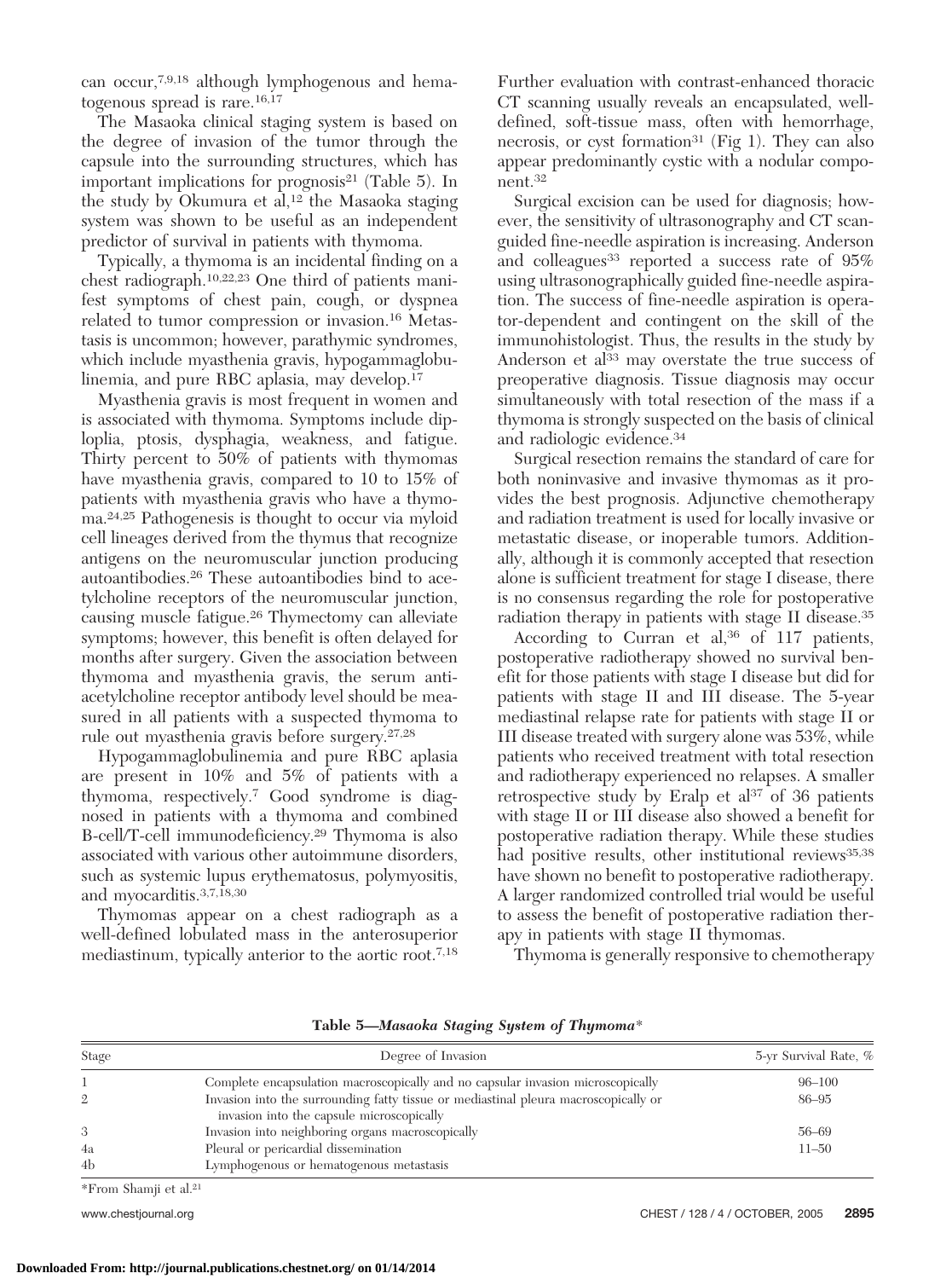can occur,[7,9,18] although lymphogenous and hematogenous spread is rare.[16,17]

The Masaoka clinical staging system is based on the degree of invasion of the tumor through the capsule into the surrounding structures, which has important implications for prognosis[21] (Table 5). In the study by Okumura et al,[12] the Masaoka staging system was shown to be useful as an independent predictor of survival in patients with thymoma.

Typically, a thymoma is an incidental finding on a chest radiograph.[10,22,23] One third of patients manifest symptoms of chest pain, cough, or dyspnea related to tumor compression or invasion.[16] Metastasis is uncommon; however, parathymic syndromes, which include myasthenia gravis, hypogammaglobulinemia, and pure RBC aplasia, may develop.[17]

Myasthenia gravis is most frequent in women and is associated with thymoma. Symptoms include diploplia, ptosis, dysphagia, weakness, and fatigue. Thirty percent to 50% of patients with thymomas have myasthenia gravis, compared to 10 to 15% of patients with myasthenia gravis who have a thymoma.[24,25] Pathogenesis is thought to occur via myloid cell lineages derived from the thymus that recognize antigens on the neuromuscular junction producing autoantibodies.[26] These autoantibodies bind to acetylcholine receptors of the neuromuscular junction, causing muscle fatigue.[26] Thymectomy can alleviate symptoms; however, this benefit is often delayed for months after surgery. Given the association between thymoma and myasthenia gravis, the serum antiacetylcholine receptor antibody level should be measured in all patients with a suspected thymoma to rule out myasthenia gravis before surgery.[27,28]

Hypogammaglobulinemia and pure RBC aplasia are present in 10% and 5% of patients with a thymoma, respectively.[7] Good syndrome is diagnosed in patients with a thymoma and combined B-cell/T-cell immunodeficiency.[29] Thymoma is also associated with various other autoimmune disorders, such as systemic lupus erythematosus, polymyositis, and myocarditis.[3,7,18,30]

Thymomas appear on a chest radiograph as a well-defined lobulated mass in the anterosuperior mediastinum, typically anterior to the aortic root.[7,18] Further evaluation with contrast-enhanced thoracic CT scanning usually reveals an encapsulated, well-defined, soft-tissue mass, often with hemorrhage, necrosis, or cyst formation[31] (Fig 1). They can also appear predominantly cystic with a nodular component.[32]

Surgical excision can be used for diagnosis; however, the sensitivity of ultrasonography and CT scan-guided fine-needle aspiration is increasing. Anderson and colleagues[33] reported a success rate of 95% using ultrasonographically guided fine-needle aspiration. The success of fine-needle aspiration is operator-dependent and contingent on the skill of the immunohistologist. Thus, the results in the study by Anderson et al[33] may overstate the true success of preoperative diagnosis. Tissue diagnosis may occur simultaneously with total resection of the mass if a thymoma is strongly suspected on the basis of clinical and radiologic evidence.[34]

Surgical resection remains the standard of care for both noninvasive and invasive thymomas as it provides the best prognosis. Adjunctive chemotherapy and radiation treatment is used for locally invasive or metastatic disease, or inoperable tumors. Additionally, although it is commonly accepted that resection alone is sufficient treatment for stage I disease, there is no consensus regarding the role for postoperative radiation therapy in patients with stage II disease.[35]

According to Curran et al,[36] of 117 patients, postoperative radiotherapy showed no survival benefit for those patients with stage I disease but did for patients with stage II and III disease. The 5-year mediastinal relapse rate for patients with stage II or III disease treated with surgery alone was 53%, while patients who received treatment with total resection and radiotherapy experienced no relapses. A smaller retrospective study by Eralp et al[37] of 36 patients with stage II or III disease also showed a benefit for postoperative radiation therapy. While these studies had positive results, other institutional reviews[35,38] have shown no benefit to postoperative radiotherapy. A larger randomized controlled trial would be useful to assess the benefit of postoperative radiation therapy in patients with stage II thymomas.

Thymoma is generally responsive to chemotherapy

**Table 5—*Masaoka Staging System of Thymoma****

| Stage | Degree of Invasion | 5-yr Survival Rate, % |
|---|---|---|
| 1 | Complete encapsulation macroscopically and no capsular invasion microscopically | 96–100 |
| 2 | Invasion into the surrounding fatty tissue or mediastinal pleura macroscopically or invasion into the capsule microscopically | 86–95 |
| 3 | Invasion into neighboring organs macroscopically | 56–69 |
| 4a | Pleural or pericardial dissemination | 11–50 |
| 4b | Lymphogenous or hematogenous metastasis | |

*From Shamji et al.[21]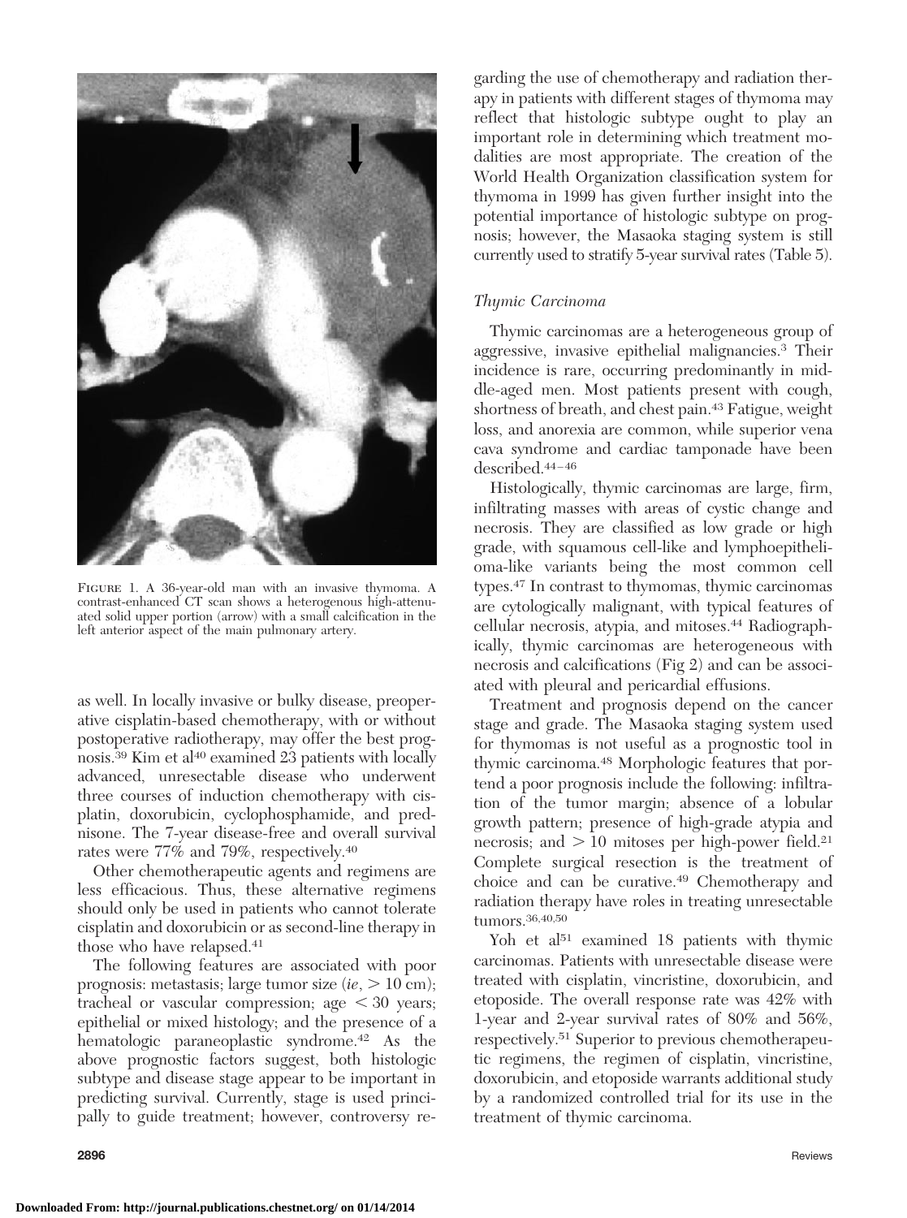FIGURE 1. A 36-year-old man with an invasive thymoma. A contrast-enhanced CT scan shows a heterogenous high-attenuated solid upper portion (arrow) with a small calcification in the left anterior aspect of the main pulmonary artery.

as well. In locally invasive or bulky disease, preoperative cisplatin-based chemotherapy, with or without postoperative radiotherapy, may offer the best prognosis.[39] Kim et al[40] examined 23 patients with locally advanced, unresectable disease who underwent three courses of induction chemotherapy with cisplatin, doxorubicin, cyclophosphamide, and prednisone. The 7-year disease-free and overall survival rates were 77% and 79%, respectively.[40]

Other chemotherapeutic agents and regimens are less efficacious. Thus, these alternative regimens should only be used in patients who cannot tolerate cisplatin and doxorubicin or as second-line therapy in those who have relapsed.[41]

The following features are associated with poor prognosis: metastasis; large tumor size (*ie*, > 10 cm); tracheal or vascular compression; age < 30 years; epithelial or mixed histology; and the presence of a hematologic paraneoplastic syndrome.[42] As the above prognostic factors suggest, both histologic subtype and disease stage appear to be important in predicting survival. Currently, stage is used principally to guide treatment; however, controversy regarding the use of chemotherapy and radiation therapy in patients with different stages of thymoma may reflect that histologic subtype ought to play an important role in determining which treatment modalities are most appropriate. The creation of the World Health Organization classification system for thymoma in 1999 has given further insight into the potential importance of histologic subtype on prognosis; however, the Masaoka staging system is still currently used to stratify 5-year survival rates (Table 5).

### *Thymic Carcinoma*

Thymic carcinomas are a heterogeneous group of aggressive, invasive epithelial malignancies.[3] Their incidence is rare, occurring predominantly in middle-aged men. Most patients present with cough, shortness of breath, and chest pain.[43] Fatigue, weight loss, and anorexia are common, while superior vena cava syndrome and cardiac tamponade have been described.[44–46]

Histologically, thymic carcinomas are large, firm, infiltrating masses with areas of cystic change and necrosis. They are classified as low grade or high grade, with squamous cell-like and lymphoepithelioma-like variants being the most common cell types.[47] In contrast to thymomas, thymic carcinomas are cytologically malignant, with typical features of cellular necrosis, atypia, and mitoses.[44] Radiographically, thymic carcinomas are heterogeneous with necrosis and calcifications (Fig 2) and can be associated with pleural and pericardial effusions.

Treatment and prognosis depend on the cancer stage and grade. The Masaoka staging system used for thymomas is not useful as a prognostic tool in thymic carcinoma.[48] Morphologic features that portend a poor prognosis include the following: infiltration of the tumor margin; absence of a lobular growth pattern; presence of high-grade atypia and necrosis; and > 10 mitoses per high-power field.[21] Complete surgical resection is the treatment of choice and can be curative.[49] Chemotherapy and radiation therapy have roles in treating unresectable tumors.[36,40,50]

Yoh et al[51] examined 18 patients with thymic carcinomas. Patients with unresectable disease were treated with cisplatin, vincristine, doxorubicin, and etoposide. The overall response rate was 42% with 1-year and 2-year survival rates of 80% and 56%, respectively.[51] Superior to previous chemotherapeutic regimens, the regimen of cisplatin, vincristine, doxorubicin, and etoposide warrants additional study by a randomized controlled trial for its use in the treatment of thymic carcinoma.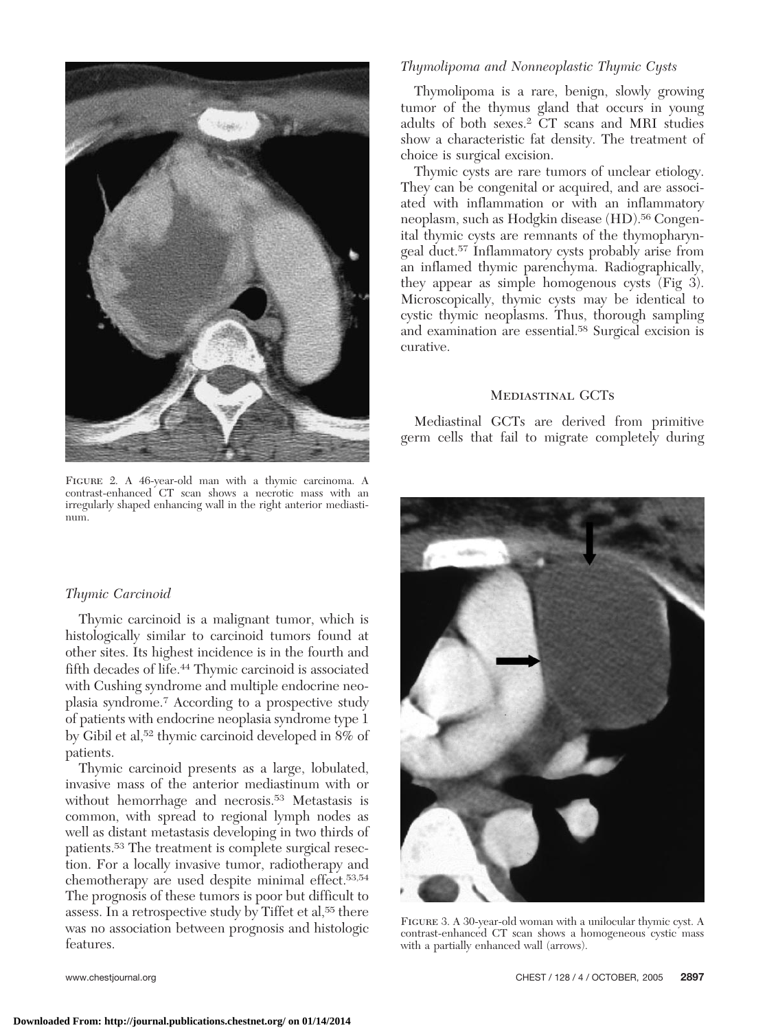FIGURE 2. A 46-year-old man with a thymic carcinoma. A contrast-enhanced CT scan shows a necrotic mass with an irregularly shaped enhancing wall in the right anterior mediastinum.

### *Thymic Carcinoid*

Thymic carcinoid is a malignant tumor, which is histologically similar to carcinoid tumors found at other sites. Its highest incidence is in the fourth and fifth decades of life.[44] Thymic carcinoid is associated with Cushing syndrome and multiple endocrine neoplasia syndrome.[7] According to a prospective study of patients with endocrine neoplasia syndrome type 1 by Gibil et al,[52] thymic carcinoid developed in 8% of patients.

Thymic carcinoid presents as a large, lobulated, invasive mass of the anterior mediastinum with or without hemorrhage and necrosis.[53] Metastasis is common, with spread to regional lymph nodes as well as distant metastasis developing in two thirds of patients.[53] The treatment is complete surgical resection. For a locally invasive tumor, radiotherapy and chemotherapy are used despite minimal effect.[53,54] The prognosis of these tumors is poor but difficult to assess. In a retrospective study by Tiffet et al,[55] there was no association between prognosis and histologic features.

### *Thymolipoma and Nonneoplastic Thymic Cysts*

Thymolipoma is a rare, benign, slowly growing tumor of the thymus gland that occurs in young adults of both sexes.[2] CT scans and MRI studies show a characteristic fat density. The treatment of choice is surgical excision.

Thymic cysts are rare tumors of unclear etiology. They can be congenital or acquired, and are associated with inflammation or with an inflammatory neoplasm, such as Hodgkin disease (HD).[56] Congenital thymic cysts are remnants of the thymopharyngeal duct.[57] Inflammatory cysts probably arise from an inflamed thymic parenchyma. Radiographically, they appear as simple homogenous cysts (Fig 3). Microscopically, thymic cysts may be identical to cystic thymic neoplasms. Thus, thorough sampling and examination are essential.[58] Surgical excision is curative.

## MEDIASTINAL GCTs

Mediastinal GCTs are derived from primitive germ cells that fail to migrate completely during

FIGURE 3. A 30-year-old woman with a unilocular thymic cyst. A contrast-enhanced CT scan shows a homogeneous cystic mass with a partially enhanced wall (arrows).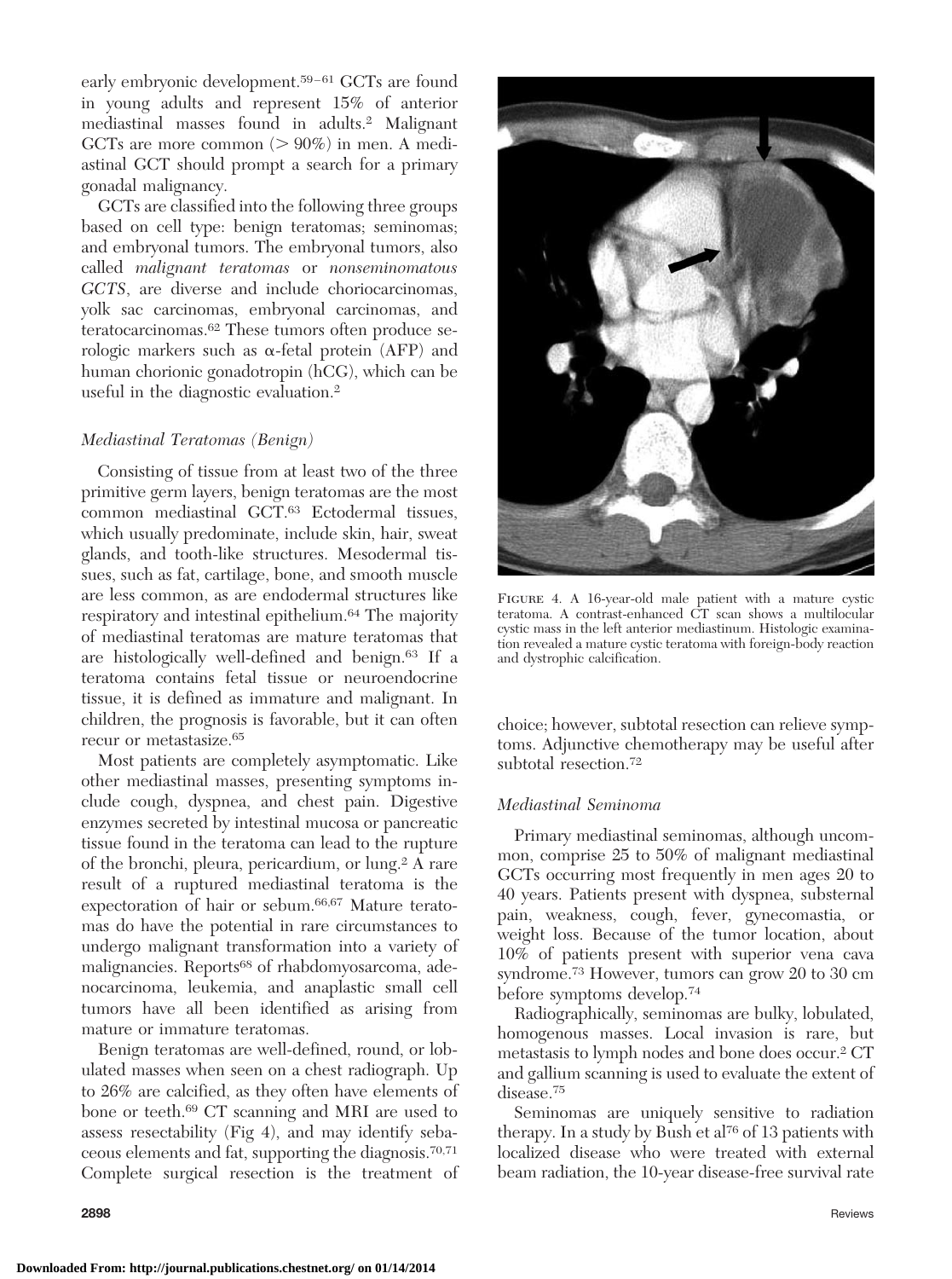early embryonic development.[59–61] GCTs are found in young adults and represent 15% of anterior mediastinal masses found in adults.[2] Malignant GCTs are more common (> 90%) in men. A mediastinal GCT should prompt a search for a primary gonadal malignancy.

GCTs are classified into the following three groups based on cell type: benign teratomas; seminomas; and embryonal tumors. The embryonal tumors, also called *malignant teratomas* or *nonseminomatous GCTS*, are diverse and include choriocarcinomas, yolk sac carcinomas, embryonal carcinomas, and teratocarcinomas.[62] These tumors often produce serologic markers such as $\alpha$-fetal protein (AFP) and human chorionic gonadotropin (hCG), which can be useful in the diagnostic evaluation.[2]

### *Mediastinal Teratomas (Benign)*

Consisting of tissue from at least two of the three primitive germ layers, benign teratomas are the most common mediastinal GCT.[63] Ectodermal tissues, which usually predominate, include skin, hair, sweat glands, and tooth-like structures. Mesodermal tissues, such as fat, cartilage, bone, and smooth muscle are less common, as are endodermal structures like respiratory and intestinal epithelium.[64] The majority of mediastinal teratomas are mature teratomas that are histologically well-defined and benign.[63] If a teratoma contains fetal tissue or neuroendocrine tissue, it is defined as immature and malignant. In children, the prognosis is favorable, but it can often recur or metastasize.[65]

Most patients are completely asymptomatic. Like other mediastinal masses, presenting symptoms include cough, dyspnea, and chest pain. Digestive enzymes secreted by intestinal mucosa or pancreatic tissue found in the teratoma can lead to the rupture of the bronchi, pleura, pericardium, or lung.[2] A rare result of a ruptured mediastinal teratoma is the expectoration of hair or sebum.[66,67] Mature teratomas do have the potential in rare circumstances to undergo malignant transformation into a variety of malignancies. Reports[68] of rhabdomyosarcoma, adenocarcinoma, leukemia, and anaplastic small cell tumors have all been identified as arising from mature or immature teratomas.

Benign teratomas are well-defined, round, or lobulated masses when seen on a chest radiograph. Up to 26% are calcified, as they often have elements of bone or teeth.[69] CT scanning and MRI are used to assess resectability (Fig 4), and may identify sebaceous elements and fat, supporting the diagnosis.[70,71] Complete surgical resection is the treatment of choice; however, subtotal resection can relieve symptoms. Adjunctive chemotherapy may be useful after subtotal resection.[72]

FIGURE 4. A 16-year-old male patient with a mature cystic teratoma. A contrast-enhanced CT scan shows a multilocular cystic mass in the left anterior mediastinum. Histologic examination revealed a mature cystic teratoma with foreign-body reaction and dystrophic calcification.

### *Mediastinal Seminoma*

Primary mediastinal seminomas, although uncommon, comprise 25 to 50% of malignant mediastinal GCTs occurring most frequently in men ages 20 to 40 years. Patients present with dyspnea, substernal pain, weakness, cough, fever, gynecomastia, or weight loss. Because of the tumor location, about 10% of patients present with superior vena cava syndrome.[73] However, tumors can grow 20 to 30 cm before symptoms develop.[74]

Radiographically, seminomas are bulky, lobulated, homogenous masses. Local invasion is rare, but metastasis to lymph nodes and bone does occur.[2] CT and gallium scanning is used to evaluate the extent of disease.[75]

Seminomas are uniquely sensitive to radiation therapy. In a study by Bush et al[76] of 13 patients with localized disease who were treated with external beam radiation, the 10-year disease-free survival rate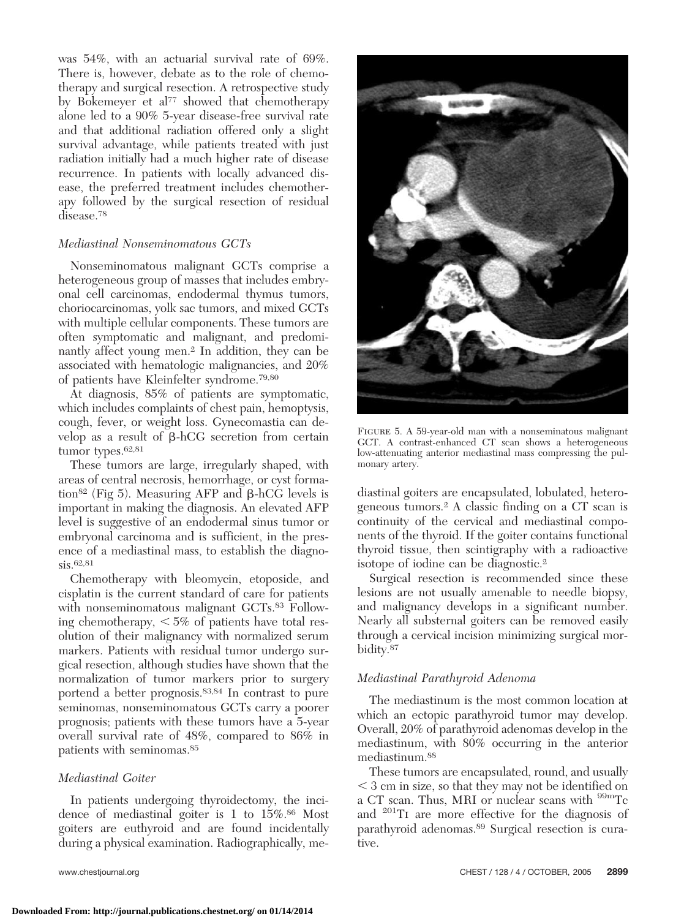was 54%, with an actuarial survival rate of 69%. There is, however, debate as to the role of chemotherapy and surgical resection. A retrospective study by Bokemeyer et al[77] showed that chemotherapy alone led to a 90% 5-year disease-free survival rate and that additional radiation offered only a slight survival advantage, while patients treated with just radiation initially had a much higher rate of disease recurrence. In patients with locally advanced disease, the preferred treatment includes chemotherapy followed by the surgical resection of residual disease.[78]

### *Mediastinal Nonseminomatous GCTs*

Nonseminomatous malignant GCTs comprise a heterogeneous group of masses that includes embryonal cell carcinomas, endodermal thymus tumors, choriocarcinomas, yolk sac tumors, and mixed GCTs with multiple cellular components. These tumors are often symptomatic and malignant, and predominantly affect young men.[2] In addition, they can be associated with hematologic malignancies, and 20% of patients have Kleinfelter syndrome.[79,80]

At diagnosis, 85% of patients are symptomatic, which includes complaints of chest pain, hemoptysis, cough, fever, or weight loss. Gynecomastia can develop as a result of β-hCG secretion from certain tumor types.[62,81]

These tumors are large, irregularly shaped, with areas of central necrosis, hemorrhage, or cyst formation[82] (Fig 5). Measuring AFP and β-hCG levels is important in making the diagnosis. An elevated AFP level is suggestive of an endodermal sinus tumor or embryonal carcinoma and is sufficient, in the presence of a mediastinal mass, to establish the diagnosis.[62,81]

Chemotherapy with bleomycin, etoposide, and cisplatin is the current standard of care for patients with nonseminomatous malignant GCTs.[83] Following chemotherapy, < 5% of patients have total resolution of their malignancy with normalized serum markers. Patients with residual tumor undergo surgical resection, although studies have shown that the normalization of tumor markers prior to surgery portend a better prognosis.[83,84] In contrast to pure seminomas, nonseminomatous GCTs carry a poorer prognosis; patients with these tumors have a 5-year overall survival rate of 48%, compared to 86% in patients with seminomas.[85]

FIGURE 5. A 59-year-old man with a nonseminatous malignant GCT. A contrast-enhanced CT scan shows a heterogeneous low-attenuating anterior mediastinal mass compressing the pulmonary artery.

### *Mediastinal Goiter*

In patients undergoing thyroidectomy, the incidence of mediastinal goiter is 1 to 15%.[86] Most goiters are euthyroid and are found incidentally during a physical examination. Radiographically, mediastinal goiters are encapsulated, lobulated, heterogeneous tumors.[2] A classic finding on a CT scan is continuity of the cervical and mediastinal components of the thyroid. If the goiter contains functional thyroid tissue, then scintigraphy with a radioactive isotope of iodine can be diagnostic.[2]

Surgical resection is recommended since these lesions are not usually amenable to needle biopsy, and malignancy develops in a significant number. Nearly all substernal goiters can be removed easily through a cervical incision minimizing surgical morbidity.[87]

### *Mediastinal Parathyroid Adenoma*

The mediastinum is the most common location at which an ectopic parathyroid tumor may develop. Overall, 20% of parathyroid adenomas develop in the mediastinum, with 80% occurring in the anterior mediastinum.[88]

These tumors are encapsulated, round, and usually < 3 cm in size, so that they may not be identified on a CT scan. Thus, MRI or nuclear scans with $^{99m}$Tc and $^{201}$TI are more effective for the diagnosis of parathyroid adenomas.[89] Surgical resection is curative.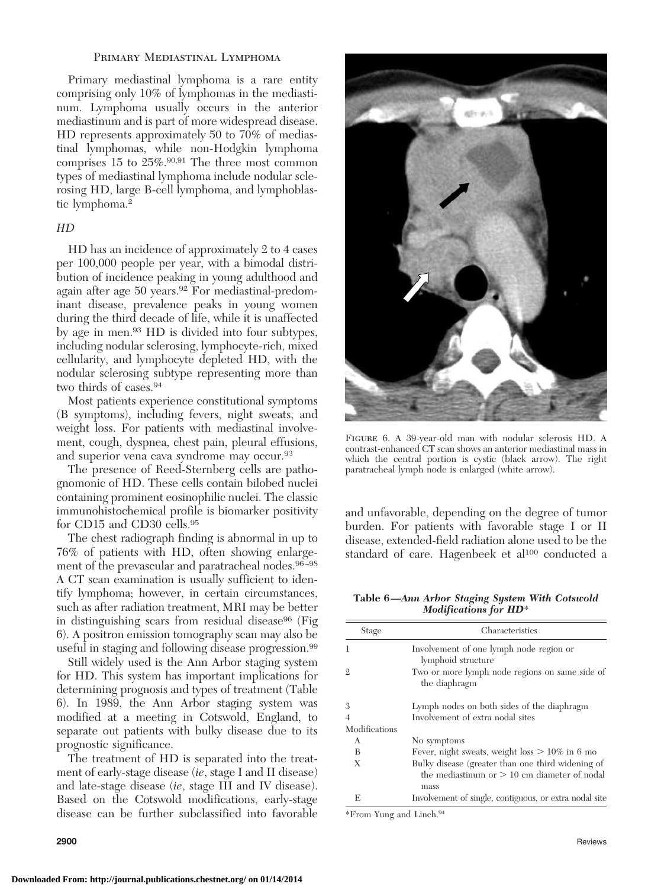## Primary Mediastinal Lymphoma

Primary mediastinal lymphoma is a rare entity comprising only 10% of lymphomas in the mediastinum. Lymphoma usually occurs in the anterior mediastinum and is part of more widespread disease. HD represents approximately 50 to 70% of mediastinal lymphomas, while non-Hodgkin lymphoma comprises 15 to 25%.[90,91] The three most common types of mediastinal lymphoma include nodular sclerosing HD, large B-cell lymphoma, and lymphoblastic lymphoma.[2]

### *HD*

HD has an incidence of approximately 2 to 4 cases per 100,000 people per year, with a bimodal distribution of incidence peaking in young adulthood and again after age 50 years.[92] For mediastinal-predominant disease, prevalence peaks in young women during the third decade of life, while it is unaffected by age in men.[93] HD is divided into four subtypes, including nodular sclerosing, lymphocyte-rich, mixed cellularity, and lymphocyte depleted HD, with the nodular sclerosing subtype representing more than two thirds of cases.[94]

Most patients experience constitutional symptoms (B symptoms), including fevers, night sweats, and weight loss. For patients with mediastinal involvement, cough, dyspnea, chest pain, pleural effusions, and superior vena cava syndrome may occur.[93]

The presence of Reed-Sternberg cells are pathognomonic of HD. These cells contain bilobed nuclei containing prominent eosinophilic nuclei. The classic immunohistochemical profile is biomarker positivity for CD15 and CD30 cells.[95]

The chest radiograph finding is abnormal in up to 76% of patients with HD, often showing enlargement of the prevascular and paratracheal nodes.[96–98] A CT scan examination is usually sufficient to identify lymphoma; however, in certain circumstances, such as after radiation treatment, MRI may be better in distinguishing scars from residual disease[96] (Fig 6). A positron emission tomography scan may also be useful in staging and following disease progression.[99]

Still widely used is the Ann Arbor staging system for HD. This system has important implications for determining prognosis and types of treatment (Table 6). In 1989, the Ann Arbor staging system was modified at a meeting in Cotswold, England, to separate out patients with bulky disease due to its prognostic significance.

The treatment of HD is separated into the treatment of early-stage disease (*ie*, stage I and II disease) and late-stage disease (*ie*, stage III and IV disease). Based on the Cotswold modifications, early-stage disease can be further subclassified into favorable and unfavorable, depending on the degree of tumor burden. For patients with favorable stage I or II disease, extended-field radiation alone used to be the standard of care. Hagenbeek et al[100] conducted a

Figure 6. A 39-year-old man with nodular sclerosis HD. A contrast-enhanced CT scan shows an anterior mediastinal mass in which the central portion is cystic (black arrow). The right paratracheal lymph node is enlarged (white arrow).

**Table 6—*Ann Arbor Staging System With Cotswold Modifications for HD****

| Stage | Characteristics |
|---|---|
| 1 | Involvement of one lymph node region or lymphoid structure |
| 2 | Two or more lymph node regions on same side of the diaphragm |
| 3 | Lymph nodes on both sides of the diaphragm |
| 4 | Involvement of extra nodal sites |
| Modifications | |
| A | No symptoms |
| B | Fever, night sweats, weight loss > 10% in 6 mo |
| X | Bulky disease (greater than one third widening of the mediastinum or > 10 cm diameter of nodal mass |
| E | Involvement of single, contiguous, or extra nodal site |

*From Yung and Linch.[94]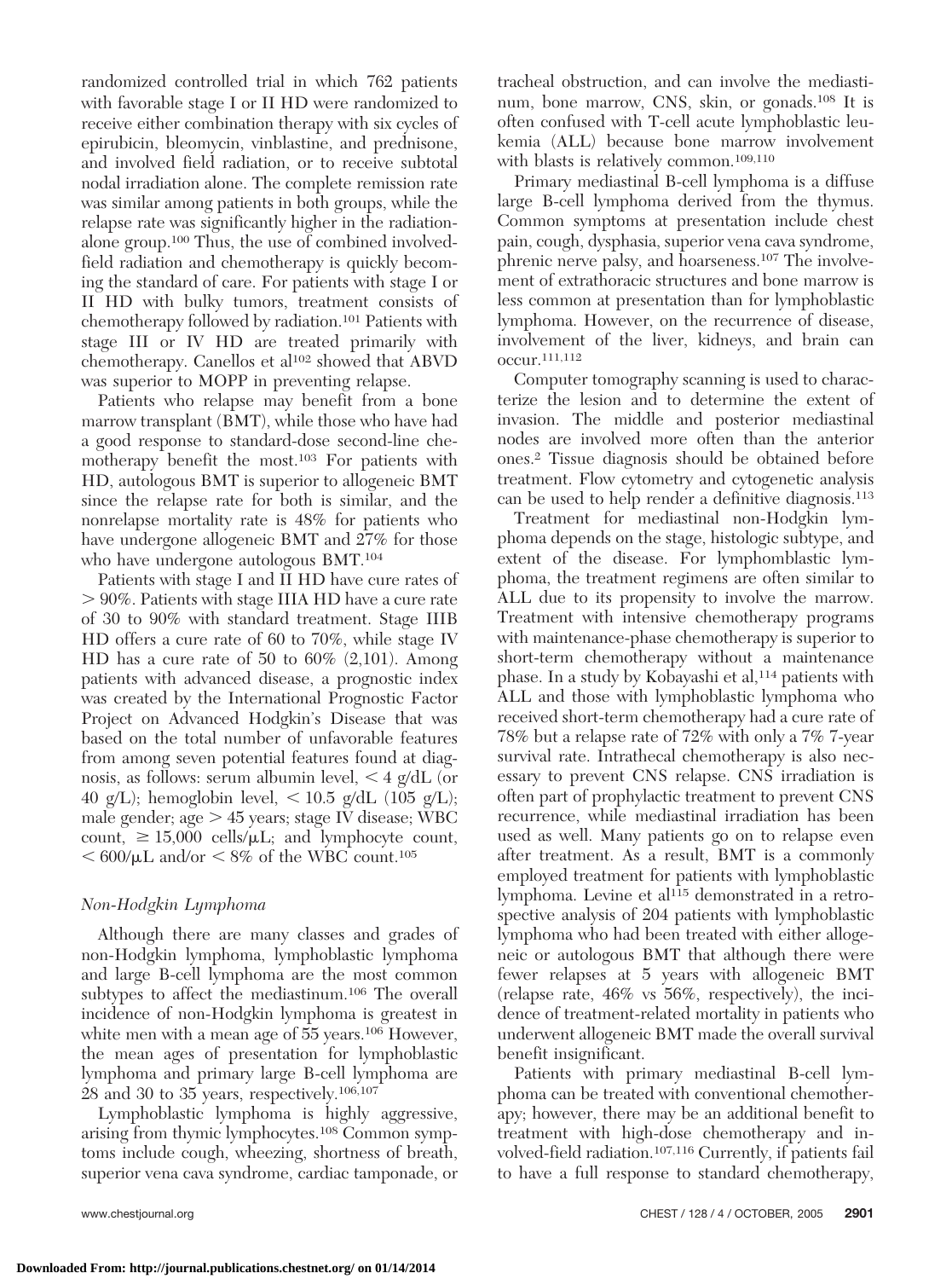randomized controlled trial in which 762 patients with favorable stage I or II HD were randomized to receive either combination therapy with six cycles of epirubicin, bleomycin, vinblastine, and prednisone, and involved field radiation, or to receive subtotal nodal irradiation alone. The complete remission rate was similar among patients in both groups, while the relapse rate was significantly higher in the radiation-alone group.[100] Thus, the use of combined involved-field radiation and chemotherapy is quickly becoming the standard of care. For patients with stage I or II HD with bulky tumors, treatment consists of chemotherapy followed by radiation.[101] Patients with stage III or IV HD are treated primarily with chemotherapy. Canellos et al[102] showed that ABVD was superior to MOPP in preventing relapse.

Patients who relapse may benefit from a bone marrow transplant (BMT), while those who have had a good response to standard-dose second-line chemotherapy benefit the most.[103] For patients with HD, autologous BMT is superior to allogeneic BMT since the relapse rate for both is similar, and the nonrelapse mortality rate is 48% for patients who have undergone allogeneic BMT and 27% for those who have undergone autologous BMT.[104]

Patients with stage I and II HD have cure rates of > 90%. Patients with stage IIIA HD have a cure rate of 30 to 90% with standard treatment. Stage IIIB HD offers a cure rate of 60 to 70%, while stage IV HD has a cure rate of 50 to 60% (2,101). Among patients with advanced disease, a prognostic index was created by the International Prognostic Factor Project on Advanced Hodgkin's Disease that was based on the total number of unfavorable features from among seven potential features found at diagnosis, as follows: serum albumin level, < 4 g/dL (or 40 g/L); hemoglobin level, < 10.5 g/dL (105 g/L); male gender; age > 45 years; stage IV disease; WBC count, ≥ 15,000 cells/μL; and lymphocyte count, < 600/μL and/or < 8% of the WBC count.[105]

### *Non-Hodgkin Lymphoma*

Although there are many classes and grades of non-Hodgkin lymphoma, lymphoblastic lymphoma and large B-cell lymphoma are the most common subtypes to affect the mediastinum.[106] The overall incidence of non-Hodgkin lymphoma is greatest in white men with a mean age of 55 years.[106] However, the mean ages of presentation for lymphoblastic lymphoma and primary large B-cell lymphoma are 28 and 30 to 35 years, respectively.[106,107]

Lymphoblastic lymphoma is highly aggressive, arising from thymic lymphocytes.[108] Common symptoms include cough, wheezing, shortness of breath, superior vena cava syndrome, cardiac tamponade, or tracheal obstruction, and can involve the mediastinum, bone marrow, CNS, skin, or gonads.[108] It is often confused with T-cell acute lymphoblastic leukemia (ALL) because bone marrow involvement with blasts is relatively common.[109,110]

Primary mediastinal B-cell lymphoma is a diffuse large B-cell lymphoma derived from the thymus. Common symptoms at presentation include chest pain, cough, dysphasia, superior vena cava syndrome, phrenic nerve palsy, and hoarseness.[107] The involvement of extrathoracic structures and bone marrow is less common at presentation than for lymphoblastic lymphoma. However, on the recurrence of disease, involvement of the liver, kidneys, and brain can occur.[111,112]

Computer tomography scanning is used to characterize the lesion and to determine the extent of invasion. The middle and posterior mediastinal nodes are involved more often than the anterior ones.[2] Tissue diagnosis should be obtained before treatment. Flow cytometry and cytogenetic analysis can be used to help render a definitive diagnosis.[113]

Treatment for mediastinal non-Hodgkin lymphoma depends on the stage, histologic subtype, and extent of the disease. For lymphomblastic lymphoma, the treatment regimens are often similar to ALL due to its propensity to involve the marrow. Treatment with intensive chemotherapy programs with maintenance-phase chemotherapy is superior to short-term chemotherapy without a maintenance phase. In a study by Kobayashi et al,[114] patients with ALL and those with lymphoblastic lymphoma who received short-term chemotherapy had a cure rate of 78% but a relapse rate of 72% with only a 7% 7-year survival rate. Intrathecal chemotherapy is also necessary to prevent CNS relapse. CNS irradiation is often part of prophylactic treatment to prevent CNS recurrence, while mediastinal irradiation has been used as well. Many patients go on to relapse even after treatment. As a result, BMT is a commonly employed treatment for patients with lymphoblastic lymphoma. Levine et al[115] demonstrated in a retrospective analysis of 204 patients with lymphoblastic lymphoma who had been treated with either allogeneic or autologous BMT that although there were fewer relapses at 5 years with allogeneic BMT (relapse rate, 46% vs 56%, respectively), the incidence of treatment-related mortality in patients who underwent allogeneic BMT made the overall survival benefit insignificant.

Patients with primary mediastinal B-cell lymphoma can be treated with conventional chemotherapy; however, there may be an additional benefit to treatment with high-dose chemotherapy and involved-field radiation.[107,116] Currently, if patients fail to have a full response to standard chemotherapy,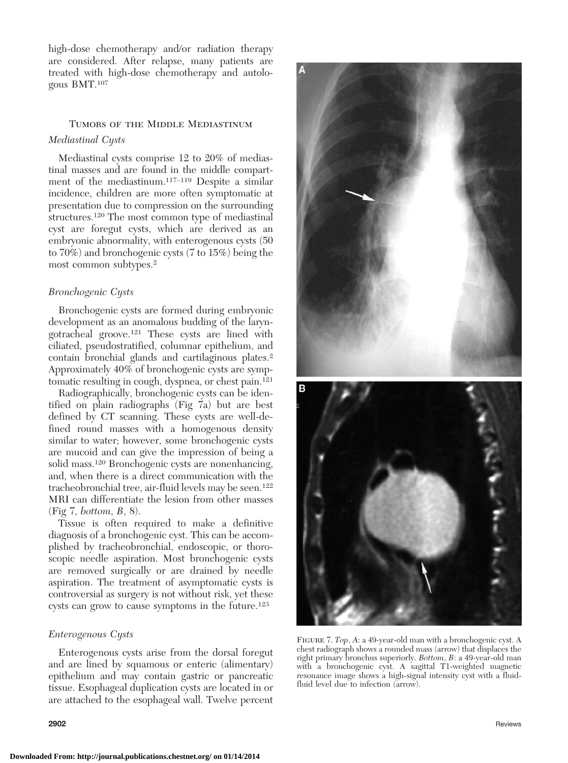high-dose chemotherapy and/or radiation therapy are considered. After relapse, many patients are treated with high-dose chemotherapy and autologous BMT.[107]

## Tumors of the Middle Mediastinum

### *Mediastinal Cysts*

Mediastinal cysts comprise 12 to 20% of mediastinal masses and are found in the middle compartment of the mediastinum.[117–119] Despite a similar incidence, children are more often symptomatic at presentation due to compression on the surrounding structures.[120] The most common type of mediastinal cyst are foregut cysts, which are derived as an embryonic abnormality, with enterogenous cysts (50 to 70%) and bronchogenic cysts (7 to 15%) being the most common subtypes.[2]

### *Bronchogenic Cysts*

Bronchogenic cysts are formed during embryonic development as an anomalous budding of the laryngotracheal groove.[121] These cysts are lined with ciliated, pseudostratified, columnar epithelium, and contain bronchial glands and cartilaginous plates.[2] Approximately 40% of bronchogenic cysts are symptomatic resulting in cough, dyspnea, or chest pain.[121]

Radiographically, bronchogenic cysts can be identified on plain radiographs (Fig 7a) but are best defined by CT scanning. These cysts are well-defined round masses with a homogenous density similar to water; however, some bronchogenic cysts are mucoid and can give the impression of being a solid mass.[120] Bronchogenic cysts are nonenhancing, and, when there is a direct communication with the tracheobronchial tree, air-fluid levels may be seen.[122] MRI can differentiate the lesion from other masses (Fig 7, *bottom*, *B*, 8).

Tissue is often required to make a definitive diagnosis of a bronchogenic cyst. This can be accomplished by tracheobronchial, endoscopic, or thoroscopic needle aspiration. Most bronchogenic cysts are removed surgically or are drained by needle aspiration. The treatment of asymptomatic cysts is controversial as surgery is not without risk, yet these cysts can grow to cause symptoms in the future.[123]

### *Enterogenous Cysts*

Enterogenous cysts arise from the dorsal foregut and are lined by squamous or enteric (alimentary) epithelium and may contain gastric or pancreatic tissue. Esophageal duplication cysts are located in or are attached to the esophageal wall. Twelve percent

Figure 7. *Top*, *A*: a 49-year-old man with a bronchogenic cyst. A chest radiograph shows a rounded mass (arrow) that displaces the right primary bronchus superiorly. *Bottom*, *B*: a 49-year-old man with a bronchogenic cyst. A sagittal T1-weighted magnetic resonance image shows a high-signal intensity cyst with a fluid-fluid level due to infection (arrow).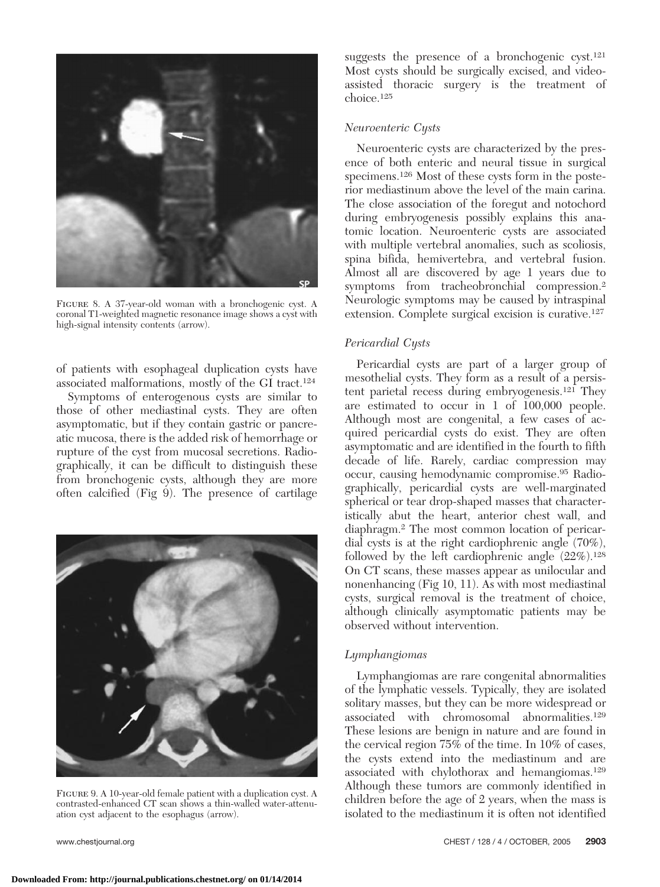FIGURE 8. A 37-year-old woman with a bronchogenic cyst. A coronal T1-weighted magnetic resonance image shows a cyst with high-signal intensity contents (arrow).

of patients with esophageal duplication cysts have associated malformations, mostly of the GI tract.[124]

Symptoms of enterogenous cysts are similar to those of other mediastinal cysts. They are often asymptomatic, but if they contain gastric or pancreatic mucosa, there is the added risk of hemorrhage or rupture of the cyst from mucosal secretions. Radiographically, it can be difficult to distinguish these from bronchogenic cysts, although they are more often calcified (Fig 9). The presence of cartilage suggests the presence of a bronchogenic cyst.[121] Most cysts should be surgically excised, and video-assisted thoracic surgery is the treatment of choice.[125]

FIGURE 9. A 10-year-old female patient with a duplication cyst. A contrasted-enhanced CT scan shows a thin-walled water-attenuation cyst adjacent to the esophagus (arrow).

### *Neuroenteric Cysts*

Neuroenteric cysts are characterized by the presence of both enteric and neural tissue in surgical specimens.[126] Most of these cysts form in the posterior mediastinum above the level of the main carina. The close association of the foregut and notochord during embryogenesis possibly explains this anatomic location. Neuroenteric cysts are associated with multiple vertebral anomalies, such as scoliosis, spina bifida, hemivertebra, and vertebral fusion. Almost all are discovered by age 1 years due to symptoms from tracheobronchial compression.[2] Neurologic symptoms may be caused by intraspinal extension. Complete surgical excision is curative.[127]

### *Pericardial Cysts*

Pericardial cysts are part of a larger group of mesothelial cysts. They form as a result of a persistent parietal recess during embryogenesis.[121] They are estimated to occur in 1 of 100,000 people. Although most are congenital, a few cases of acquired pericardial cysts do exist. They are often asymptomatic and are identified in the fourth to fifth decade of life. Rarely, cardiac compression may occur, causing hemodynamic compromise.[95] Radiographically, pericardial cysts are well-marginated spherical or tear drop-shaped masses that characteristically abut the heart, anterior chest wall, and diaphragm.[2] The most common location of pericardial cysts is at the right cardiophrenic angle (70%), followed by the left cardiophrenic angle (22%).[128] On CT scans, these masses appear as unilocular and nonenhancing (Fig 10, 11). As with most mediastinal cysts, surgical removal is the treatment of choice, although clinically asymptomatic patients may be observed without intervention.

### *Lymphangiomas*

Lymphangiomas are rare congenital abnormalities of the lymphatic vessels. Typically, they are isolated solitary masses, but they can be more widespread or associated with chromosomal abnormalities.[129] These lesions are benign in nature and are found in the cervical region 75% of the time. In 10% of cases, the cysts extend into the mediastinum and are associated with chylothorax and hemangiomas.[129] Although these tumors are commonly identified in children before the age of 2 years, when the mass is isolated to the mediastinum it is often not identified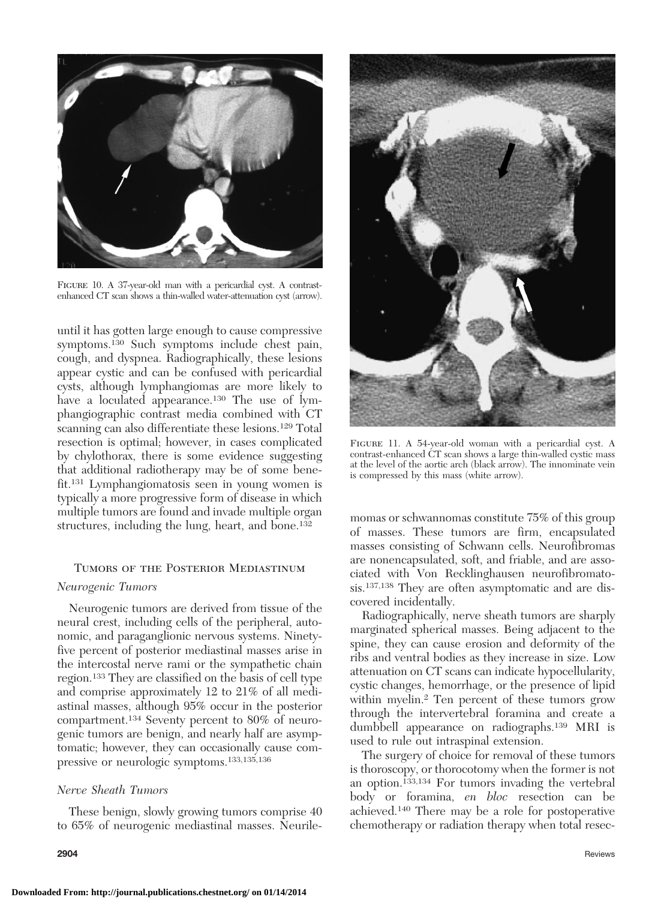FIGURE 10. A 37-year-old man with a pericardial cyst. A contrast-enhanced CT scan shows a thin-walled water-attenuation cyst (arrow).

until it has gotten large enough to cause compressive symptoms.[130] Such symptoms include chest pain, cough, and dyspnea. Radiographically, these lesions appear cystic and can be confused with pericardial cysts, although lymphangiomas are more likely to have a loculated appearance.[130] The use of lymphangiographic contrast media combined with CT scanning can also differentiate these lesions.[129] Total resection is optimal; however, in cases complicated by chylothorax, there is some evidence suggesting that additional radiotherapy may be of some benefit.[131] Lymphangiomatosis seen in young women is typically a more progressive form of disease in which multiple tumors are found and invade multiple organ structures, including the lung, heart, and bone.[132]

## Tumors of the Posterior Mediastinum

### *Neurogenic Tumors*

Neurogenic tumors are derived from tissue of the neural crest, including cells of the peripheral, autonomic, and paraganglionic nervous systems. Ninety-five percent of posterior mediastinal masses arise in the intercostal nerve rami or the sympathetic chain region.[133] They are classified on the basis of cell type and comprise approximately 12 to 21% of all mediastinal masses, although 95% occur in the posterior compartment.[134] Seventy percent to 80% of neurogenic tumors are benign, and nearly half are asymptomatic; however, they can occasionally cause compressive or neurologic symptoms.[133,135,136]

### *Nerve Sheath Tumors*

These benign, slowly growing tumors comprise 40 to 65% of neurogenic mediastinal masses. Neurilemomas or schwannomas constitute 75% of this group of masses. These tumors are firm, encapsulated masses consisting of Schwann cells. Neurofibromas are nonencapsulated, soft, and friable, and are associated with Von Recklinghausen neurofibromatosis.[137,138] They are often asymptomatic and are discovered incidentally.

FIGURE 11. A 54-year-old woman with a pericardial cyst. A contrast-enhanced CT scan shows a large thin-walled cystic mass at the level of the aortic arch (black arrow). The innominate vein is compressed by this mass (white arrow).

Radiographically, nerve sheath tumors are sharply marginated spherical masses. Being adjacent to the spine, they can cause erosion and deformity of the ribs and ventral bodies as they increase in size. Low attenuation on CT scans can indicate hypocellularity, cystic changes, hemorrhage, or the presence of lipid within myelin.[2] Ten percent of these tumors grow through the intervertebral foramina and create a dumbbell appearance on radiographs.[139] MRI is used to rule out intraspinal extension.

The surgery of choice for removal of these tumors is thoroscopy, or thorocotomy when the former is not an option.[133,134] For tumors invading the vertebral body or foramina, *en bloc* resection can be achieved.[140] There may be a role for postoperative chemotherapy or radiation therapy when total resec-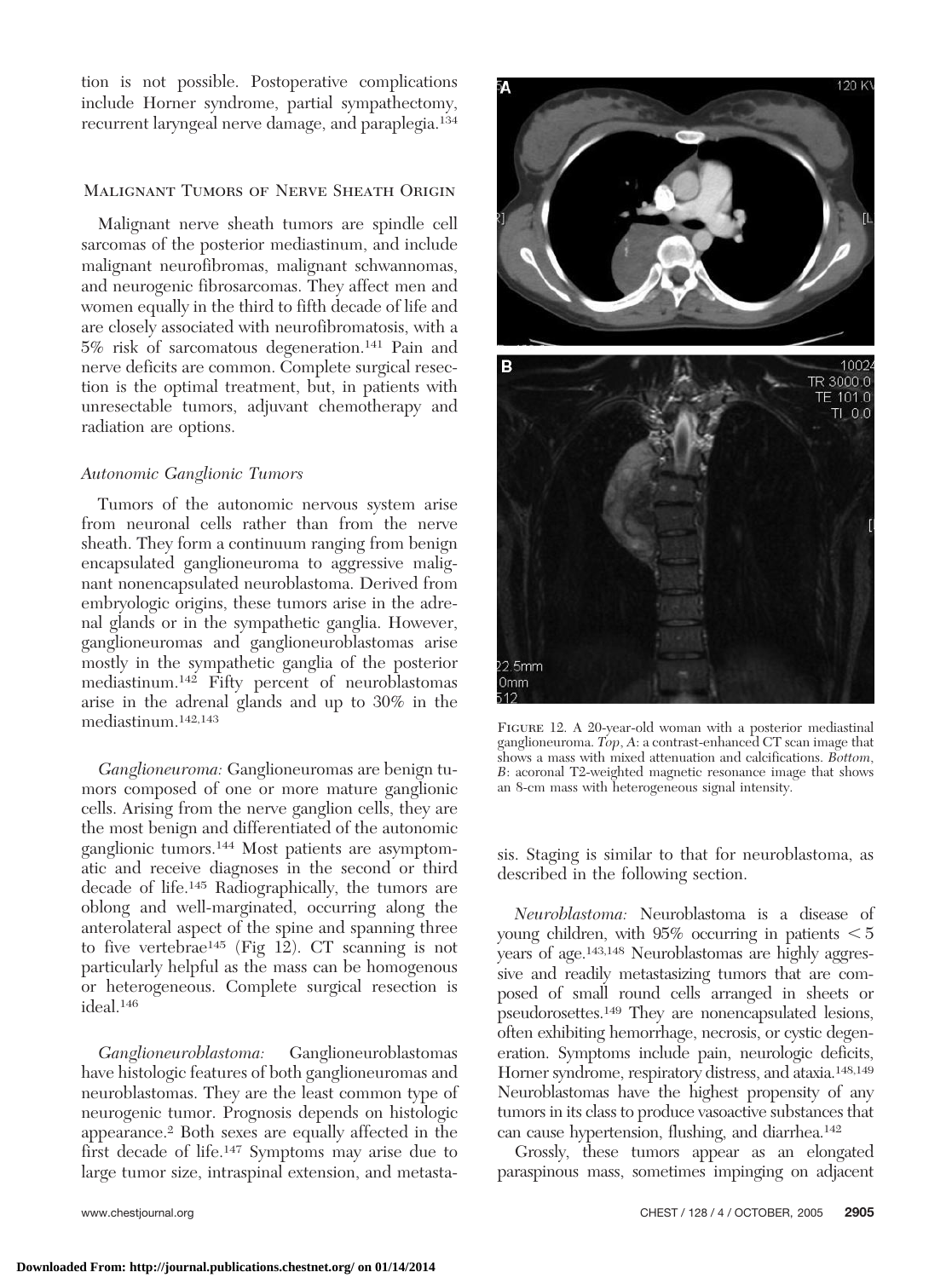tion is not possible. Postoperative complications include Horner syndrome, partial sympathectomy, recurrent laryngeal nerve damage, and paraplegia.[134]

### Malignant Tumors of Nerve Sheath Origin

Malignant nerve sheath tumors are spindle cell sarcomas of the posterior mediastinum, and include malignant neurofibromas, malignant schwannomas, and neurogenic fibrosarcomas. They affect men and women equally in the third to fifth decade of life and are closely associated with neurofibromatosis, with a 5% risk of sarcomatous degeneration.[141] Pain and nerve deficits are common. Complete surgical resection is the optimal treatment, but, in patients with unresectable tumors, adjuvant chemotherapy and radiation are options.

#### *Autonomic Ganglionic Tumors*

Tumors of the autonomic nervous system arise from neuronal cells rather than from the nerve sheath. They form a continuum ranging from benign encapsulated ganglioneuroma to aggressive malignant nonencapsulated neuroblastoma. Derived from embryologic origins, these tumors arise in the adrenal glands or in the sympathetic ganglia. However, ganglioneuromas and ganglioneuroblastomas arise mostly in the sympathetic ganglia of the posterior mediastinum.[142] Fifty percent of neuroblastomas arise in the adrenal glands and up to 30% in the mediastinum.[142,143]

*Ganglioneuroma:* Ganglioneuromas are benign tumors composed of one or more mature ganglionic cells. Arising from the nerve ganglion cells, they are the most benign and differentiated of the autonomic ganglionic tumors.[144] Most patients are asymptomatic and receive diagnoses in the second or third decade of life.[145] Radiographically, the tumors are oblong and well-marginated, occurring along the anterolateral aspect of the spine and spanning three to five vertebrae[145] (Fig 12). CT scanning is not particularly helpful as the mass can be homogenous or heterogeneous. Complete surgical resection is ideal.[146]

*Ganglioneuroblastoma:* Ganglioneuroblastomas have histologic features of both ganglioneuromas and neuroblastomas. They are the least common type of neurogenic tumor. Prognosis depends on histologic appearance.[2] Both sexes are equally affected in the first decade of life.[147] Symptoms may arise due to large tumor size, intraspinal extension, and metastasis. Staging is similar to that for neuroblastoma, as described in the following section.

FIGURE 12. A 20-year-old woman with a posterior mediastinal ganglioneuroma. *Top*, *A*: a contrast-enhanced CT scan image that shows a mass with mixed attenuation and calcifications. *Bottom*, *B*: acoronal T2-weighted magnetic resonance image that shows an 8-cm mass with heterogeneous signal intensity.

*Neuroblastoma:* Neuroblastoma is a disease of young children, with 95% occurring in patients $< 5$ years of age.[143,148] Neuroblastomas are highly aggressive and readily metastasizing tumors that are composed of small round cells arranged in sheets or pseudorosettes.[149] They are nonencapsulated lesions, often exhibiting hemorrhage, necrosis, or cystic degeneration. Symptoms include pain, neurologic deficits, Horner syndrome, respiratory distress, and ataxia.[148,149] Neuroblastomas have the highest propensity of any tumors in its class to produce vasoactive substances that can cause hypertension, flushing, and diarrhea.[142]

Grossly, these tumors appear as an elongated paraspinous mass, sometimes impinging on adjacent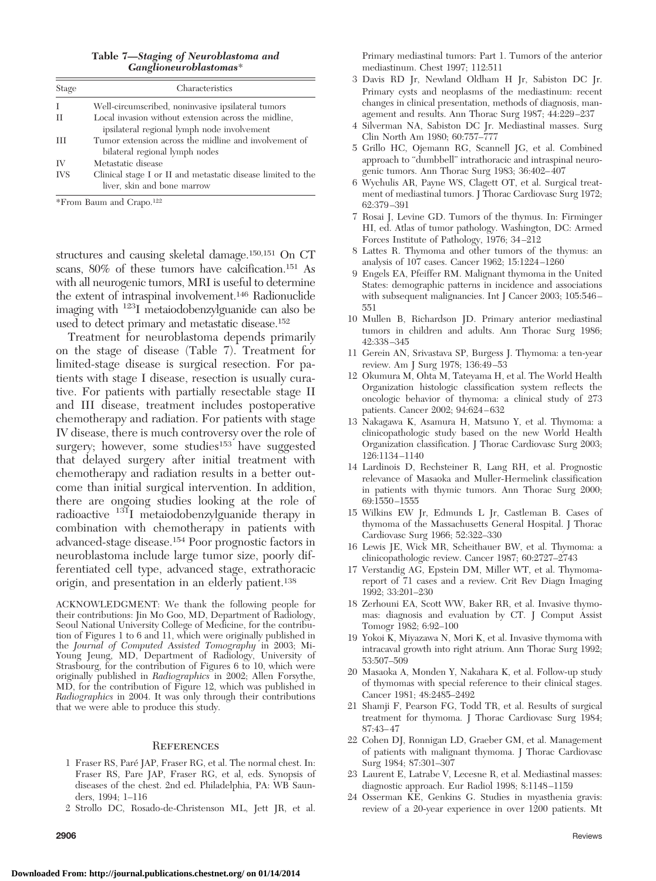**Table 7—*Staging of Neuroblastoma and Ganglioneuroblastomas*\***

| Stage | Characteristics |
| --- | --- |
| I | Well-circumscribed, noninvasive ipsilateral tumors |
| II | Local invasion without extension across the midline, ipsilateral regional lymph node involvement |
| III | Tumor extension across the midline and involvement of bilateral regional lymph nodes |
| IV | Metastatic disease |
| IVS | Clinical stage I or II and metastatic disease limited to the liver, skin and bone marrow |

\*From Baum and Crapo.[122]

structures and causing skeletal damage.[150,151] On CT scans, 80% of these tumors have calcification.[151] As with all neurogenic tumors, MRI is useful to determine the extent of intraspinal involvement.[146] Radionuclide imaging with $^{123}$I metaiodobenzylguanide can also be used to detect primary and metastatic disease.[152]

Treatment for neuroblastoma depends primarily on the stage of disease (Table 7). Treatment for limited-stage disease is surgical resection. For patients with stage I disease, resection is usually curative. For patients with partially resectable stage II and III disease, treatment includes postoperative chemotherapy and radiation. For patients with stage IV disease, there is much controversy over the role of surgery; however, some studies[153] have suggested that delayed surgery after initial treatment with chemotherapy and radiation results in a better outcome than initial surgical intervention. In addition, there are ongoing studies looking at the role of radioactive $^{131}$I metaiodobenzylguanide therapy in combination with chemotherapy in patients with advanced-stage disease.[154] Poor prognostic factors in neuroblastoma include large tumor size, poorly differentiated cell type, advanced stage, extrathoracic origin, and presentation in an elderly patient.[138]

ACKNOWLEDGMENT: We thank the following people for their contributions: Jin Mo Goo, MD, Department of Radiology, Seoul National University College of Medicine, for the contribution of Figures 1 to 6 and 11, which were originally published in the *Journal of Computed Assisted Tomography* in 2003; Mi-Young Jeung, MD, Department of Radiology, University of Strasbourg, for the contribution of Figures 6 to 10, which were originally published in *Radiographics* in 2002; Allen Forsythe, MD, for the contribution of Figure 12, which was published in *Radiographics* in 2004. It was only through their contributions that we were able to produce this study.

## References

1. Fraser RS, Paré JAP, Fraser RG, et al. The normal chest. In: Fraser RS, Pare JAP, Fraser RG, et al, eds. Synopsis of diseases of the chest. 2nd ed. Philadelphia, PA: WB Saunders, 1994; 1–116
2. Strollo DC, Rosado-de-Christenson ML, Jett JR, et al. Primary mediastinal tumors: Part 1. Tumors of the anterior mediastinum. Chest 1997; 112:511
3. Davis RD Jr, Newland Oldham H Jr, Sabiston DC Jr. Primary cysts and neoplasms of the mediastinum: recent changes in clinical presentation, methods of diagnosis, management and results. Ann Thorac Surg 1987; 44:229–237
4. Silverman NA, Sabiston DC Jr. Mediastinal masses. Surg Clin North Am 1980; 60:757–777
5. Grillo HC, Ojemann RG, Scannell JG, et al. Combined approach to "dumbbell" intrathoracic and intraspinal neurogenic tumors. Ann Thorac Surg 1983; 36:402–407
6. Wychulis AR, Payne WS, Clagett OT, et al. Surgical treatment of mediastinal tumors. J Thorac Cardiovasc Surg 1972; 62:379–391
7. Rosai J, Levine GD. Tumors of the thymus. In: Firminger HI, ed. Atlas of tumor pathology. Washington, DC: Armed Forces Institute of Pathology, 1976; 34–212
8. Lattes R. Thymoma and other tumors of the thymus: an analysis of 107 cases. Cancer 1962; 15:1224–1260
9. Engels EA, Pfeiffer RM. Malignant thymoma in the United States: demographic patterns in incidence and associations with subsequent malignancies. Int J Cancer 2003; 105:546–551
10. Mullen B, Richardson JD. Primary anterior mediastinal tumors in children and adults. Ann Thorac Surg 1986; 42:338–345
11. Gerein AN, Srivastava SP, Burgess J. Thymoma: a ten-year review. Am J Surg 1978; 136:49–53
12. Okumura M, Ohta M, Tateyama H, et al. The World Health Organization histologic classification system reflects the oncologic behavior of thymoma: a clinical study of 273 patients. Cancer 2002; 94:624–632
13. Nakagawa K, Asamura H, Matsuno Y, et al. Thymoma: a clinicopathologic study based on the new World Health Organization classification. J Thorac Cardiovasc Surg 2003; 126:1134–1140
14. Lardinois D, Rechsteiner R, Lang RH, et al. Prognostic relevance of Masaoka and Muller-Hermelink classification in patients with thymic tumors. Ann Thorac Surg 2000; 69:1550–1555
15. Wilkins EW Jr, Edmunds L Jr, Castleman B. Cases of thymoma of the Massachusetts General Hospital. J Thorac Cardiovasc Surg 1966; 52:322–330
16. Lewis JE, Wick MR, Scheithauer BW, et al. Thymoma: a clinicopathologic review. Cancer 1987; 60:2727–2743
17. Verstandig AG, Epstein DM, Miller WT, et al. Thymoma-report of 71 cases and a review. Crit Rev Diagn Imaging 1992; 33:201–230
18. Zerhouni EA, Scott WW, Baker RR, et al. Invasive thymomas: diagnosis and evaluation by CT. J Comput Assist Tomogr 1982; 6:92–100
19. Yokoi K, Miyazawa N, Mori K, et al. Invasive thymoma with intracaval growth into right atrium. Ann Thorac Surg 1992; 53:507–509
20. Masaoka A, Monden Y, Nakahara K, et al. Follow-up study of thymomas with special reference to their clinical stages. Cancer 1981; 48:2485–2492
21. Shamji F, Pearson FG, Todd TR, et al. Results of surgical treatment for thymoma. J Thorac Cardiovasc Surg 1984; 87:43–47
22. Cohen DJ, Ronnigan LD, Graeber GM, et al. Management of patients with malignant thymoma. J Thorac Cardiovasc Surg 1984; 87:301–307
23. Laurent E, Latrabe V, Lecesne R, et al. Mediastinal masses: diagnostic approach. Eur Radiol 1998; 8:1148–1159
24. Osserman KE, Genkins G. Studies in myasthenia gravis: review of a 20-year experience in over 1200 patients. Mt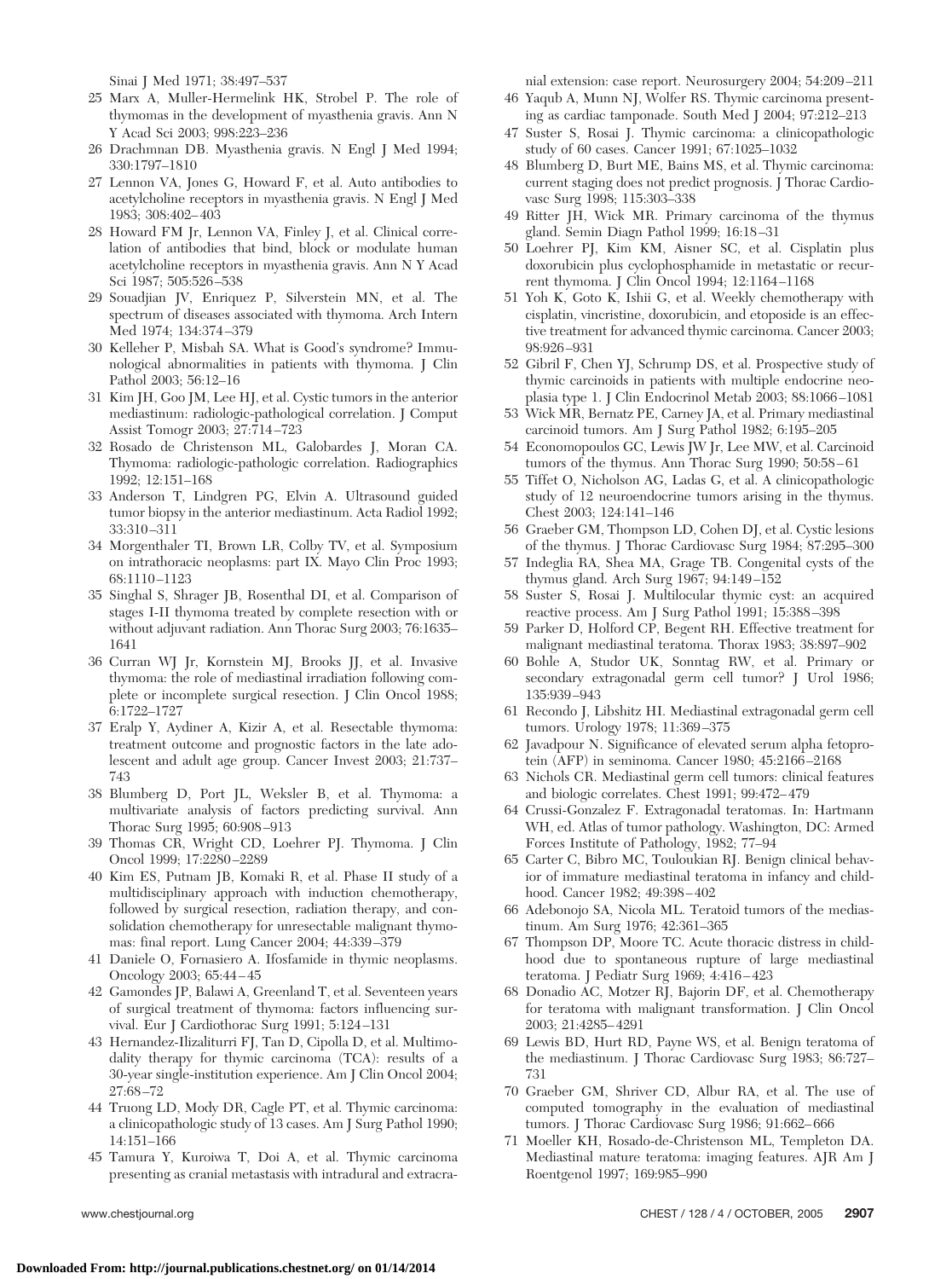Sinai J Med 1971; 38:497–537

25 Marx A, Muller-Hermelink HK, Strobel P. The role of thymomas in the development of myasthenia gravis. Ann N Y Acad Sci 2003; 998:223–236

26 Drachmnan DB. Myasthenia gravis. N Engl J Med 1994; 330:1797–1810

27 Lennon VA, Jones G, Howard F, et al. Auto antibodies to acetylcholine receptors in myasthenia gravis. N Engl J Med 1983; 308:402–403

28 Howard FM Jr, Lennon VA, Finley J, et al. Clinical correlation of antibodies that bind, block or modulate human acetylcholine receptors in myasthenia gravis. Ann N Y Acad Sci 1987; 505:526–538

29 Souadjian JV, Enriquez P, Silverstein MN, et al. The spectrum of diseases associated with thymoma. Arch Intern Med 1974; 134:374–379

30 Kelleher P, Misbah SA. What is Good's syndrome? Immunological abnormalities in patients with thymoma. J Clin Pathol 2003; 56:12–16

31 Kim JH, Goo JM, Lee HJ, et al. Cystic tumors in the anterior mediastinum: radiologic-pathological correlation. J Comput Assist Tomogr 2003; 27:714–723

32 Rosado de Christenson ML, Galobardes J, Moran CA. Thymoma: radiologic-pathologic correlation. Radiographics 1992; 12:151–168

33 Anderson T, Lindgren PG, Elvin A. Ultrasound guided tumor biopsy in the anterior mediastinum. Acta Radiol 1992; 33:310–311

34 Morgenthaler TI, Brown LR, Colby TV, et al. Symposium on intrathoracic neoplasms: part IX. Mayo Clin Proc 1993; 68:1110–1123

35 Singhal S, Shrager JB, Rosenthal DI, et al. Comparison of stages I-II thymoma treated by complete resection with or without adjuvant radiation. Ann Thorac Surg 2003; 76:1635–1641

36 Curran WJ Jr, Kornstein MJ, Brooks JJ, et al. Invasive thymoma: the role of mediastinal irradiation following complete or incomplete surgical resection. J Clin Oncol 1988; 6:1722–1727

37 Eralp Y, Aydiner A, Kizir A, et al. Resectable thymoma: treatment outcome and prognostic factors in the late adolescent and adult age group. Cancer Invest 2003; 21:737–743

38 Blumberg D, Port JL, Weksler B, et al. Thymoma: a multivariate analysis of factors predicting survival. Ann Thorac Surg 1995; 60:908–913

39 Thomas CR, Wright CD, Loehrer PJ. Thymoma. J Clin Oncol 1999; 17:2280–2289

40 Kim ES, Putnam JB, Komaki R, et al. Phase II study of a multidisciplinary approach with induction chemotherapy, followed by surgical resection, radiation therapy, and consolidation chemotherapy for unresectable malignant thymomas: final report. Lung Cancer 2004; 44:339–379

41 Daniele O, Fornasiero A. Ifosfamide in thymic neoplasms. Oncology 2003; 65:44–45

42 Gamondes JP, Balawi A, Greenland T, et al. Seventeen years of surgical treatment of thymoma: factors influencing survival. Eur J Cardiothorac Surg 1991; 5:124–131

43 Hernandez-Ilizaliturri FJ, Tan D, Cipolla D, et al. Multimodality therapy for thymic carcinoma (TCA): results of a 30-year single-institution experience. Am J Clin Oncol 2004; 27:68–72

44 Truong LD, Mody DR, Cagle PT, et al. Thymic carcinoma: a clinicopathologic study of 13 cases. Am J Surg Pathol 1990; 14:151–166

45 Tamura Y, Kuroiwa T, Doi A, et al. Thymic carcinoma presenting as cranial metastasis with intradural and extracranial extension: case report. Neurosurgery 2004; 54:209–211

46 Yaqub A, Munn NJ, Wolfer RS. Thymic carcinoma presenting as cardiac tamponade. South Med J 2004; 97:212–213

47 Suster S, Rosai J. Thymic carcinoma: a clinicopathologic study of 60 cases. Cancer 1991; 67:1025–1032

48 Blumberg D, Burt ME, Bains MS, et al. Thymic carcinoma: current staging does not predict prognosis. J Thorac Cardiovasc Surg 1998; 115:303–338

49 Ritter JH, Wick MR. Primary carcinoma of the thymus gland. Semin Diagn Pathol 1999; 16:18–31

50 Loehrer PJ, Kim KM, Aisner SC, et al. Cisplatin plus doxorubicin plus cyclophosphamide in metastatic or recurrent thymoma. J Clin Oncol 1994; 12:1164–1168

51 Yoh K, Goto K, Ishii G, et al. Weekly chemotherapy with cisplatin, vincristine, doxorubicin, and etoposide is an effective treatment for advanced thymic carcinoma. Cancer 2003; 98:926–931

52 Gibril F, Chen YJ, Schrump DS, et al. Prospective study of thymic carcinoids in patients with multiple endocrine neoplasia type 1. J Clin Endocrinol Metab 2003; 88:1066–1081

53 Wick MR, Bernatz PE, Carney JA, et al. Primary mediastinal carcinoid tumors. Am J Surg Pathol 1982; 6:195–205

54 Economopoulos GC, Lewis JW Jr, Lee MW, et al. Carcinoid tumors of the thymus. Ann Thorac Surg 1990; 50:58–61

55 Tiffet O, Nicholson AG, Ladas G, et al. A clinicopathologic study of 12 neuroendocrine tumors arising in the thymus. Chest 2003; 124:141–146

56 Graeber GM, Thompson LD, Cohen DJ, et al. Cystic lesions of the thymus. J Thorac Cardiovasc Surg 1984; 87:295–300

57 Indeglia RA, Shea MA, Grage TB. Congenital cysts of the thymus gland. Arch Surg 1967; 94:149–152

58 Suster S, Rosai J. Multilocular thymic cyst: an acquired reactive process. Am J Surg Pathol 1991; 15:388–398

59 Parker D, Holford CP, Begent RH. Effective treatment for malignant mediastinal teratoma. Thorax 1983; 38:897–902

60 Bohle A, Studor UK, Sonntag RW, et al. Primary or secondary extragonadal germ cell tumor? J Urol 1986; 135:939–943

61 Recondo J, Libshitz HI. Mediastinal extragonadal germ cell tumors. Urology 1978; 11:369–375

62 Javadpour N. Significance of elevated serum alpha fetoprotein (AFP) in seminoma. Cancer 1980; 45:2166–2168

63 Nichols CR. Mediastinal germ cell tumors: clinical features and biologic correlates. Chest 1991; 99:472–479

64 Crussi-Gonzalez F. Extragonadal teratomas. In: Hartmann WH, ed. Atlas of tumor pathology. Washington, DC: Armed Forces Institute of Pathology, 1982; 77–94

65 Carter C, Bibro MC, Touloukian RJ. Benign clinical behavior of immature mediastinal teratoma in infancy and childhood. Cancer 1982; 49:398–402

66 Adebonojo SA, Nicola ML. Teratoid tumors of the mediastinum. Am Surg 1976; 42:361–365

67 Thompson DP, Moore TC. Acute thoracic distress in childhood due to spontaneous rupture of large mediastinal teratoma. J Pediatr Surg 1969; 4:416–423

68 Donadio AC, Motzer RJ, Bajorin DF, et al. Chemotherapy for teratoma with malignant transformation. J Clin Oncol 2003; 21:4285–4291

69 Lewis BD, Hurt RD, Payne WS, et al. Benign teratoma of the mediastinum. J Thorac Cardiovasc Surg 1983; 86:727–731

70 Graeber GM, Shriver CD, Albur RA, et al. The use of computed tomography in the evaluation of mediastinal tumors. J Thorac Cardiovasc Surg 1986; 91:662–666

71 Moeller KH, Rosado-de-Christenson ML, Templeton DA. Mediastinal mature teratoma: imaging features. AJR Am J Roentgenol 1997; 169:985–990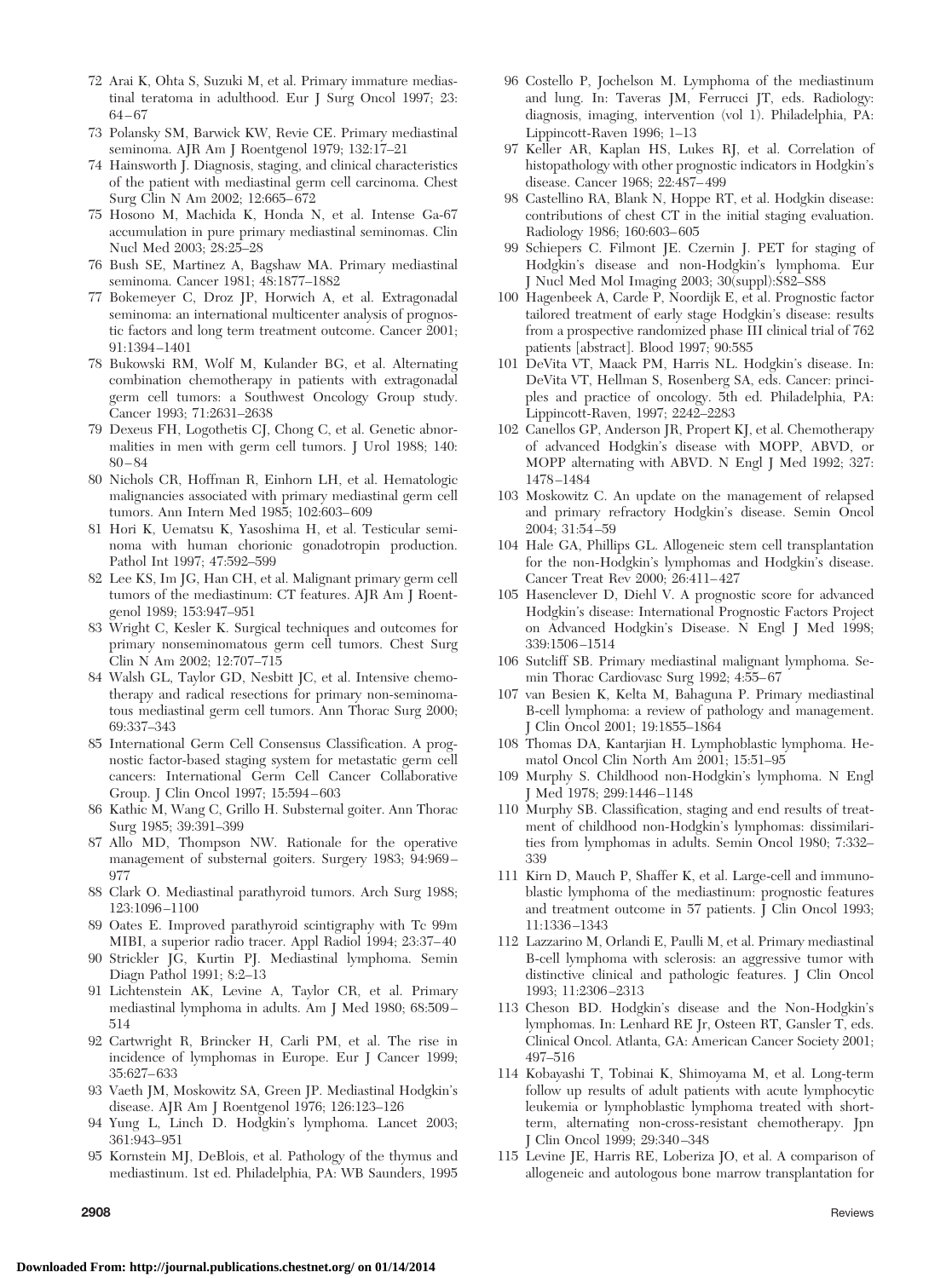72 Arai K, Ohta S, Suzuki M, et al. Primary immature mediastinal teratoma in adulthood. Eur J Surg Oncol 1997; 23: 64–67

73 Polansky SM, Barwick KW, Revie CE. Primary mediastinal seminoma. AJR Am J Roentgenol 1979; 132:17–21

74 Hainsworth J. Diagnosis, staging, and clinical characteristics of the patient with mediastinal germ cell carcinoma. Chest Surg Clin N Am 2002; 12:665–672

75 Hosono M, Machida K, Honda N, et al. Intense Ga-67 accumulation in pure primary mediastinal seminomas. Clin Nucl Med 2003; 28:25–28

76 Bush SE, Martinez A, Bagshaw MA. Primary mediastinal seminoma. Cancer 1981; 48:1877–1882

77 Bokemeyer C, Droz JP, Horwich A, et al. Extragonadal seminoma: an international multicenter analysis of prognostic factors and long term treatment outcome. Cancer 2001; 91:1394–1401

78 Bukowski RM, Wolf M, Kulander BG, et al. Alternating combination chemotherapy in patients with extragonadal germ cell tumors: a Southwest Oncology Group study. Cancer 1993; 71:2631–2638

79 Dexeus FH, Logothetis CJ, Chong C, et al. Genetic abnormalities in men with germ cell tumors. J Urol 1988; 140: 80–84

80 Nichols CR, Hoffman R, Einhorn LH, et al. Hematologic malignancies associated with primary mediastinal germ cell tumors. Ann Intern Med 1985; 102:603–609

81 Hori K, Uematsu K, Yasoshima H, et al. Testicular seminoma with human chorionic gonadotropin production. Pathol Int 1997; 47:592–599

82 Lee KS, Im JG, Han CH, et al. Malignant primary germ cell tumors of the mediastinum: CT features. AJR Am J Roentgenol 1989; 153:947–951

83 Wright C, Kesler K. Surgical techniques and outcomes for primary nonseminomatous germ cell tumors. Chest Surg Clin N Am 2002; 12:707–715

84 Walsh GL, Taylor GD, Nesbitt JC, et al. Intensive chemotherapy and radical resections for primary non-seminomatous mediastinal germ cell tumors. Ann Thorac Surg 2000; 69:337–343

85 International Germ Cell Consensus Classification. A prognostic factor-based staging system for metastatic germ cell cancers: International Germ Cell Cancer Collaborative Group. J Clin Oncol 1997; 15:594–603

86 Kathic M, Wang C, Grillo H. Substernal goiter. Ann Thorac Surg 1985; 39:391–399

87 Allo MD, Thompson NW. Rationale for the operative management of substernal goiters. Surgery 1983; 94:969–977

88 Clark O. Mediastinal parathyroid tumors. Arch Surg 1988; 123:1096–1100

89 Oates E. Improved parathyroid scintigraphy with Tc 99m MIBI, a superior radio tracer. Appl Radiol 1994; 23:37–40

90 Strickler JG, Kurtin PJ. Mediastinal lymphoma. Semin Diagn Pathol 1991; 8:2–13

91 Lichtenstein AK, Levine A, Taylor CR, et al. Primary mediastinal lymphoma in adults. Am J Med 1980; 68:509–514

92 Cartwright R, Brincker H, Carli PM, et al. The rise in incidence of lymphomas in Europe. Eur J Cancer 1999; 35:627–633

93 Vaeth JM, Moskowitz SA, Green JP. Mediastinal Hodgkin's disease. AJR Am J Roentgenol 1976; 126:123–126

94 Yung L, Linch D. Hodgkin's lymphoma. Lancet 2003; 361:943–951

95 Kornstein MJ, DeBlois, et al. Pathology of the thymus and mediastinum. 1st ed. Philadelphia, PA: WB Saunders, 1995

96 Costello P, Jochelson M. Lymphoma of the mediastinum and lung. In: Taveras JM, Ferrucci JT, eds. Radiology: diagnosis, imaging, intervention (vol 1). Philadelphia, PA: Lippincott-Raven 1996; 1–13

97 Keller AR, Kaplan HS, Lukes RJ, et al. Correlation of histopathology with other prognostic indicators in Hodgkin's disease. Cancer 1968; 22:487–499

98 Castellino RA, Blank N, Hoppe RT, et al. Hodgkin disease: contributions of chest CT in the initial staging evaluation. Radiology 1986; 160:603–605

99 Schiepers C. Filmont JE. Czernin J. PET for staging of Hodgkin's disease and non-Hodgkin's lymphoma. Eur J Nucl Med Mol Imaging 2003; 30(suppl):S82–S88

100 Hagenbeek A, Carde P, Noordijk E, et al. Prognostic factor tailored treatment of early stage Hodgkin's disease: results from a prospective randomized phase III clinical trial of 762 patients [abstract]. Blood 1997; 90:585

101 DeVita VT, Maack PM, Harris NL. Hodgkin's disease. In: DeVita VT, Hellman S, Rosenberg SA, eds. Cancer: principles and practice of oncology. 5th ed. Philadelphia, PA: Lippincott-Raven, 1997; 2242–2283

102 Canellos GP, Anderson JR, Propert KJ, et al. Chemotherapy of advanced Hodgkin's disease with MOPP, ABVD, or MOPP alternating with ABVD. N Engl J Med 1992; 327: 1478–1484

103 Moskowitz C. An update on the management of relapsed and primary refractory Hodgkin's disease. Semin Oncol 2004; 31:54–59

104 Hale GA, Phillips GL. Allogeneic stem cell transplantation for the non-Hodgkin's lymphomas and Hodgkin's disease. Cancer Treat Rev 2000; 26:411–427

105 Hasenclever D, Diehl V. A prognostic score for advanced Hodgkin's disease: International Prognostic Factors Project on Advanced Hodgkin's Disease. N Engl J Med 1998; 339:1506–1514

106 Sutcliff SB. Primary mediastinal malignant lymphoma. Semin Thorac Cardiovasc Surg 1992; 4:55–67

107 van Besien K, Kelta M, Bahaguna P. Primary mediastinal B-cell lymphoma: a review of pathology and management. J Clin Oncol 2001; 19:1855–1864

108 Thomas DA, Kantarjian H. Lymphoblastic lymphoma. Hematol Oncol Clin North Am 2001; 15:51–95

109 Murphy S. Childhood non-Hodgkin's lymphoma. N Engl J Med 1978; 299:1446–1148

110 Murphy SB. Classification, staging and end results of treatment of childhood non-Hodgkin's lymphomas: dissimilarities from lymphomas in adults. Semin Oncol 1980; 7:332–339

111 Kirn D, Mauch P, Shaffer K, et al. Large-cell and immunoblastic lymphoma of the mediastinum: prognostic features and treatment outcome in 57 patients. J Clin Oncol 1993; 11:1336–1343

112 Lazzarino M, Orlandi E, Paulli M, et al. Primary mediastinal B-cell lymphoma with sclerosis: an aggressive tumor with distinctive clinical and pathologic features. J Clin Oncol 1993; 11:2306–2313

113 Cheson BD. Hodgkin's disease and the Non-Hodgkin's lymphomas. In: Lenhard RE Jr, Osteen RT, Gansler T, eds. Clinical Oncol. Atlanta, GA: American Cancer Society 2001; 497–516

114 Kobayashi T, Tobinai K, Shimoyama M, et al. Long-term follow up results of adult patients with acute lymphocytic leukemia or lymphoblastic lymphoma treated with short-term, alternating non-cross-resistant chemotherapy. Jpn J Clin Oncol 1999; 29:340–348

115 Levine JE, Harris RE, Loberiza JO, et al. A comparison of allogeneic and autologous bone marrow transplantation for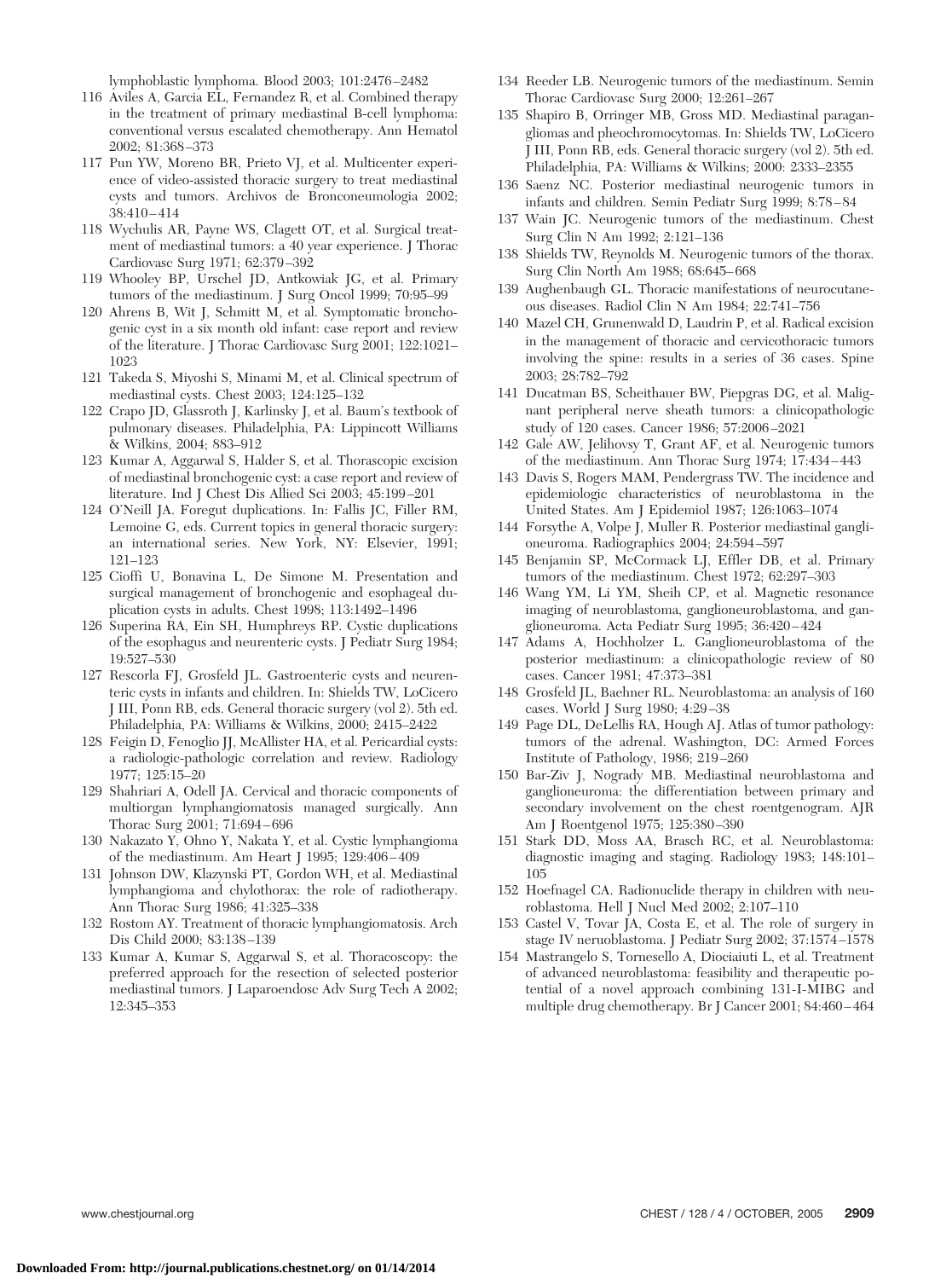lymphoblastic lymphoma. Blood 2003; 101:2476–2482

116 Aviles A, Garcia EL, Fernandez R, et al. Combined therapy in the treatment of primary mediastinal B-cell lymphoma: conventional versus escalated chemotherapy. Ann Hematol 2002; 81:368–373

117 Pun YW, Moreno BR, Prieto VJ, et al. Multicenter experience of video-assisted thoracic surgery to treat mediastinal cysts and tumors. Archivos de Bronconeumologia 2002; 38:410–414

118 Wychulis AR, Payne WS, Clagett OT, et al. Surgical treatment of mediastinal tumors: a 40 year experience. J Thorac Cardiovasc Surg 1971; 62:379–392

119 Whooley BP, Urschel JD, Antkowiak JG, et al. Primary tumors of the mediastinum. J Surg Oncol 1999; 70:95–99

120 Ahrens B, Wit J, Schmitt M, et al. Symptomatic bronchogenic cyst in a six month old infant: case report and review of the literature. J Thorac Cardiovasc Surg 2001; 122:1021–1023

121 Takeda S, Miyoshi S, Minami M, et al. Clinical spectrum of mediastinal cysts. Chest 2003; 124:125–132

122 Crapo JD, Glassroth J, Karlinsky J, et al. Baum's textbook of pulmonary diseases. Philadelphia, PA: Lippincott Williams & Wilkins, 2004; 883–912

123 Kumar A, Aggarwal S, Halder S, et al. Thorascopic excision of mediastinal bronchogenic cyst: a case report and review of literature. Ind J Chest Dis Allied Sci 2003; 45:199–201

124 O'Neill JA. Foregut duplications. In: Fallis JC, Filler RM, Lemoine G, eds. Current topics in general thoracic surgery: an international series. New York, NY: Elsevier, 1991; 121–123

125 Cioffi U, Bonavina L, De Simone M. Presentation and surgical management of bronchogenic and esophageal duplication cysts in adults. Chest 1998; 113:1492–1496

126 Superina RA, Ein SH, Humphreys RP. Cystic duplications of the esophagus and neurenteric cysts. J Pediatr Surg 1984; 19:527–530

127 Rescorla FJ, Grosfeld JL. Gastroenteric cysts and neurenteric cysts in infants and children. In: Shields TW, LoCicero J III, Ponn RB, eds. General thoracic surgery (vol 2). 5th ed. Philadelphia, PA: Williams & Wilkins, 2000; 2415–2422

128 Feigin D, Fenoglio JJ, McAllister HA, et al. Pericardial cysts: a radiologic-pathologic correlation and review. Radiology 1977; 125:15–20

129 Shahriari A, Odell JA. Cervical and thoracic components of multiorgan lymphangiomatosis managed surgically. Ann Thorac Surg 2001; 71:694–696

130 Nakazato Y, Ohno Y, Nakata Y, et al. Cystic lymphangioma of the mediastinum. Am Heart J 1995; 129:406–409

131 Johnson DW, Klazynski PT, Gordon WH, et al. Mediastinal lymphangioma and chylothorax: the role of radiotherapy. Ann Thorac Surg 1986; 41:325–338

132 Rostom AY. Treatment of thoracic lymphangiomatosis. Arch Dis Child 2000; 83:138–139

133 Kumar A, Kumar S, Aggarwal S, et al. Thoracoscopy: the preferred approach for the resection of selected posterior mediastinal tumors. J Laparoendosc Adv Surg Tech A 2002; 12:345–353

134 Reeder LB. Neurogenic tumors of the mediastinum. Semin Thorac Cardiovasc Surg 2000; 12:261–267

135 Shapiro B, Orringer MB, Gross MD. Mediastinal paragangliomas and pheochromocytomas. In: Shields TW, LoCicero J III, Ponn RB, eds. General thoracic surgery (vol 2). 5th ed. Philadelphia, PA: Williams & Wilkins; 2000: 2333–2355

136 Saenz NC. Posterior mediastinal neurogenic tumors in infants and children. Semin Pediatr Surg 1999; 8:78–84

137 Wain JC. Neurogenic tumors of the mediastinum. Chest Surg Clin N Am 1992; 2:121–136

138 Shields TW, Reynolds M. Neurogenic tumors of the thorax. Surg Clin North Am 1988; 68:645–668

139 Aughenbaugh GL. Thoracic manifestations of neurocutaneous diseases. Radiol Clin N Am 1984; 22:741–756

140 Mazel CH, Grunenwald D, Laudrin P, et al. Radical excision in the management of thoracic and cervicothoracic tumors involving the spine: results in a series of 36 cases. Spine 2003; 28:782–792

141 Ducatman BS, Scheithauer BW, Piepgras DG, et al. Malignant peripheral nerve sheath tumors: a clinicopathologic study of 120 cases. Cancer 1986; 57:2006–2021

142 Gale AW, Jelihovsy T, Grant AF, et al. Neurogenic tumors of the mediastinum. Ann Thorac Surg 1974; 17:434–443

143 Davis S, Rogers MAM, Pendergrass TW. The incidence and epidemiologic characteristics of neuroblastoma in the United States. Am J Epidemiol 1987; 126:1063–1074

144 Forsythe A, Volpe J, Muller R. Posterior mediastinal ganglioneuroma. Radiographics 2004; 24:594–597

145 Benjamin SP, McCormack LJ, Effler DB, et al. Primary tumors of the mediastinum. Chest 1972; 62:297–303

146 Wang YM, Li YM, Sheih CP, et al. Magnetic resonance imaging of neuroblastoma, ganglioneuroblastoma, and ganglioneuroma. Acta Pediatr Surg 1995; 36:420–424

147 Adams A, Hochholzer L. Ganglioneuroblastoma of the posterior mediastinum: a clinicopathologic review of 80 cases. Cancer 1981; 47:373–381

148 Grosfeld JL, Baehner RL. Neuroblastoma: an analysis of 160 cases. World J Surg 1980; 4:29–38

149 Page DL, DeLellis RA, Hough AJ. Atlas of tumor pathology: tumors of the adrenal. Washington, DC: Armed Forces Institute of Pathology, 1986; 219–260

150 Bar-Ziv J, Nogrady MB. Mediastinal neuroblastoma and ganglioneuroma: the differentiation between primary and secondary involvement on the chest roentgenogram. AJR Am J Roentgenol 1975; 125:380–390

151 Stark DD, Moss AA, Brasch RC, et al. Neuroblastoma: diagnostic imaging and staging. Radiology 1983; 148:101–105

152 Hoefnagel CA. Radionuclide therapy in children with neuroblastoma. Hell J Nucl Med 2002; 2:107–110

153 Castel V, Tovar JA, Costa E, et al. The role of surgery in stage IV neruoblastoma. J Pediatr Surg 2002; 37:1574–1578

154 Mastrangelo S, Tornesello A, Diociaiuti L, et al. Treatment of advanced neuroblastoma: feasibility and therapeutic potential of a novel approach combining 131-I-MIBG and multiple drug chemotherapy. Br J Cancer 2001; 84:460–464